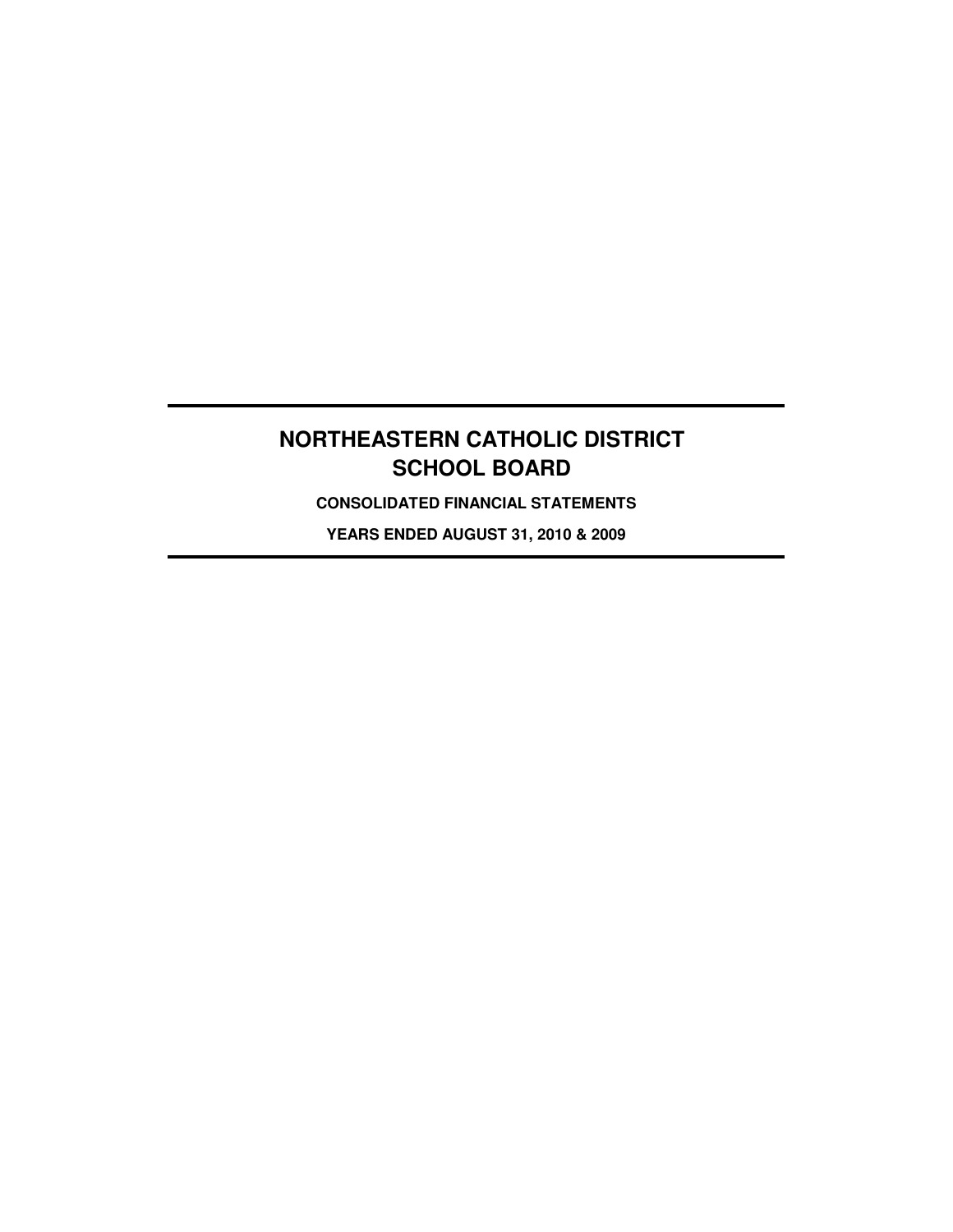# NORTHEASTERN CATHOLIC DISTRICT SCHOOL BOARD

**CONSOLIDATED FINANCIAL STATEMENTS**

**YEARS ENDED AUGUST 31, 2010 & 2009**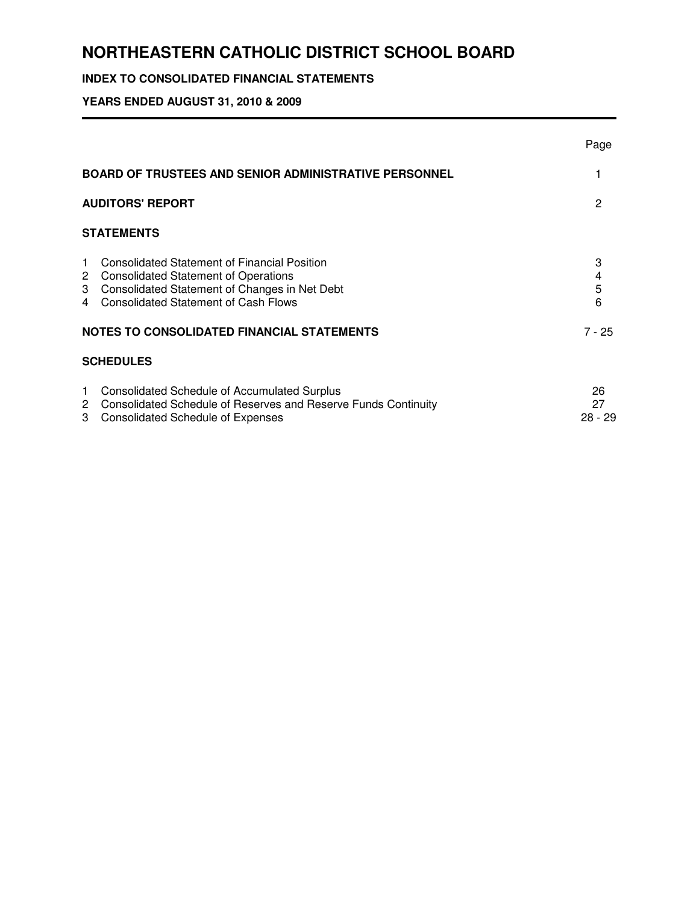# NORTHEASTERN CATHOLIC DISTRICT SCHOOL BOARD

## INDEX TO CONSOLIDATED FINANCIAL STATEMENTS

### YEARS ENDED AUGUST 31, 2010 & 2009

| | | Page |
|---|---|---|
| **BOARD OF TRUSTEES AND SENIOR ADMINISTRATIVE PERSONNEL** | | 1 |
| **AUDITORS' REPORT** | | 2 |
| **STATEMENTS** | | |
| 1 | Consolidated Statement of Financial Position | 3 |
| 2 | Consolidated Statement of Operations | 4 |
| 3 | Consolidated Statement of Changes in Net Debt | 5 |
| 4 | Consolidated Statement of Cash Flows | 6 |
| **NOTES TO CONSOLIDATED FINANCIAL STATEMENTS** | | 7 - 25 |
| **SCHEDULES** | | |
| 1 | Consolidated Schedule of Accumulated Surplus | 26 |
| 2 | Consolidated Schedule of Reserves and Reserve Funds Continuity | 27 |
| 3 | Consolidated Schedule of Expenses | 28 - 29 |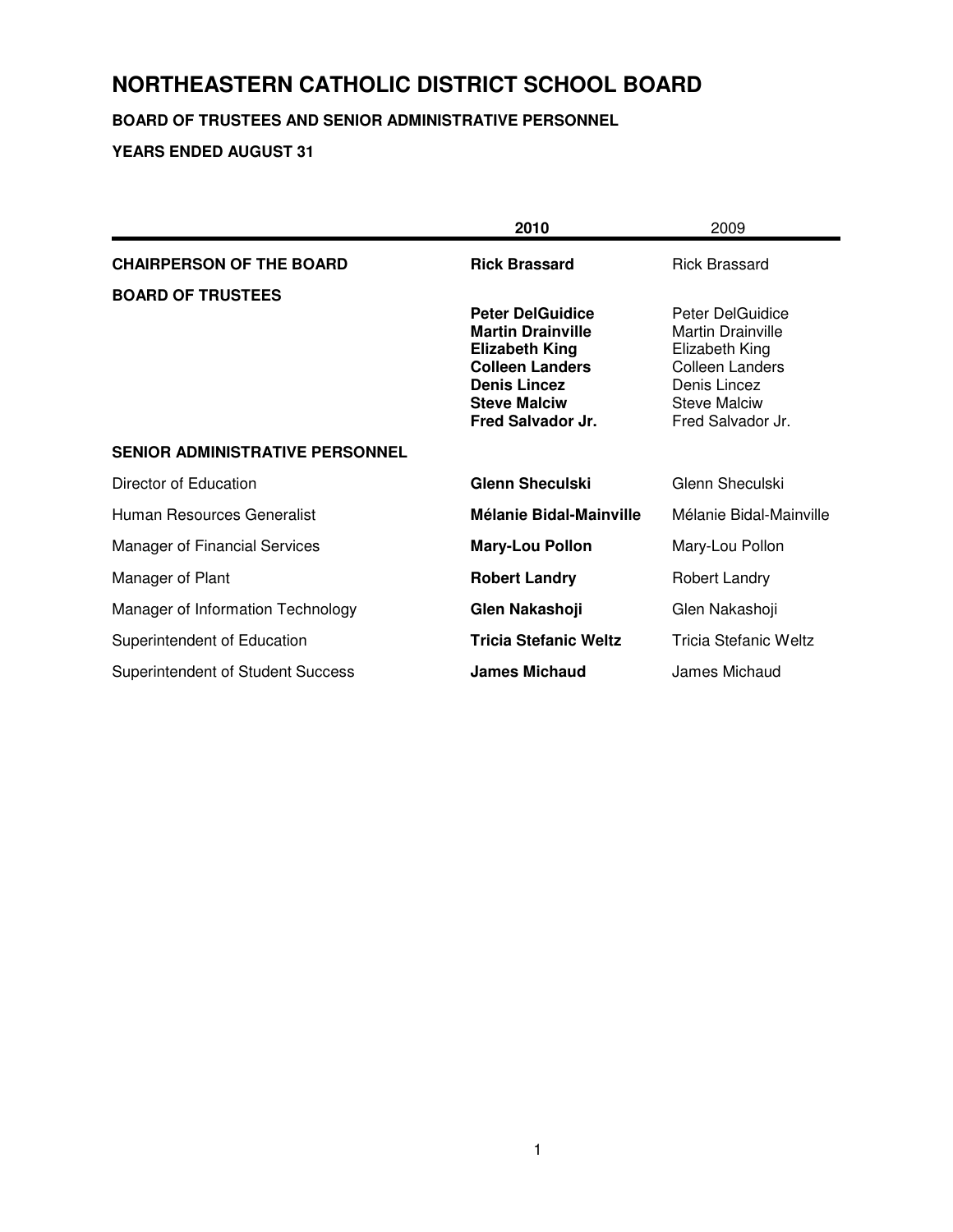# NORTHEASTERN CATHOLIC DISTRICT SCHOOL BOARD

**BOARD OF TRUSTEES AND SENIOR ADMINISTRATIVE PERSONNEL**

**YEARS ENDED AUGUST 31**

| | **2010** | 2009 |
|---|---|---|
| **CHAIRPERSON OF THE BOARD** | **Rick Brassard** | Rick Brassard |
| **BOARD OF TRUSTEES** | | |
| | **Peter DelGuidice** | Peter DelGuidice |
| | **Martin Drainville** | Martin Drainville |
| | **Elizabeth King** | Elizabeth King |
| | **Colleen Landers** | Colleen Landers |
| | **Denis Lincez** | Denis Lincez |
| | **Steve Malciw** | Steve Malciw |
| | **Fred Salvador Jr.** | Fred Salvador Jr. |
| **SENIOR ADMINISTRATIVE PERSONNEL** | | |
| Director of Education | **Glenn Sheculski** | Glenn Sheculski |
| Human Resources Generalist | **Mélanie Bidal-Mainville** | Mélanie Bidal-Mainville |
| Manager of Financial Services | **Mary-Lou Pollon** | Mary-Lou Pollon |
| Manager of Plant | **Robert Landry** | Robert Landry |
| Manager of Information Technology | **Glen Nakashoji** | Glen Nakashoji |
| Superintendent of Education | **Tricia Stefanic Weltz** | Tricia Stefanic Weltz |
| Superintendent of Student Success | **James Michaud** | James Michaud |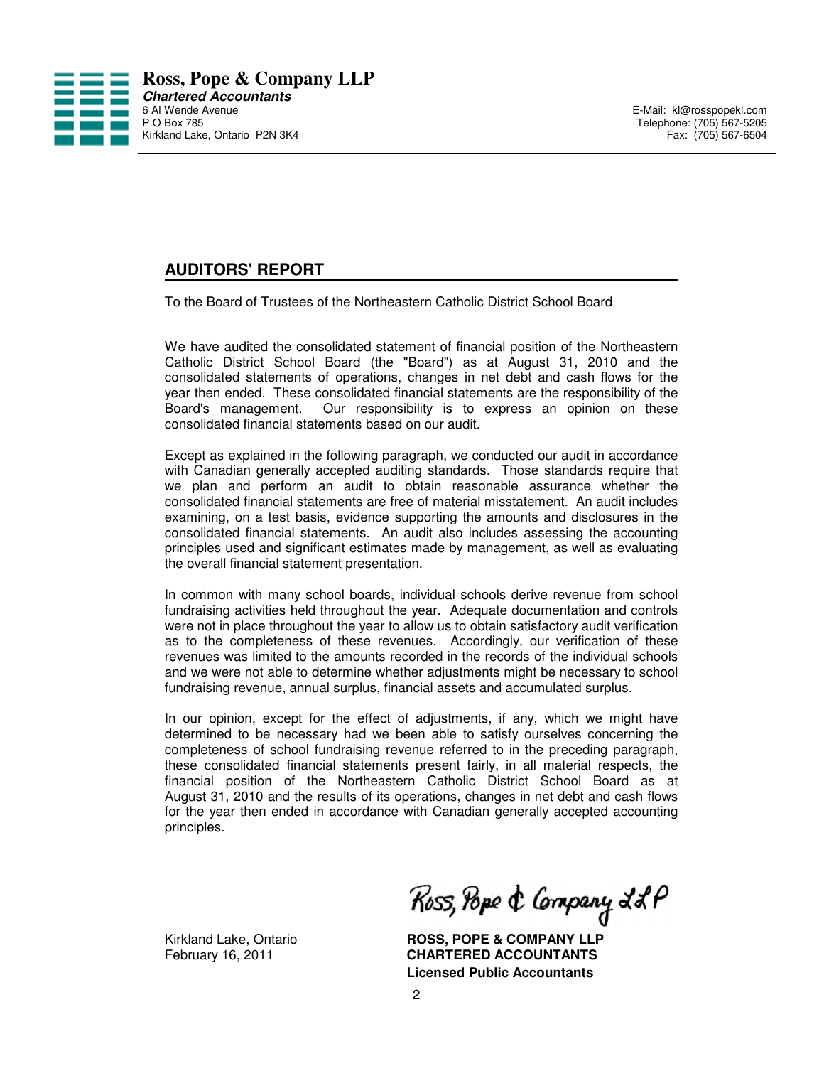**Ross, Pope & Company LLP**
***Chartered Accountants***
6 Al Wende Avenue
P.O Box 785
Kirkland Lake, Ontario P2N 3K4

E-Mail: kl@rosspopekl.com
Telephone: (705) 567-5205
Fax: (705) 567-6504

## AUDITORS' REPORT

To the Board of Trustees of the Northeastern Catholic District School Board

We have audited the consolidated statement of financial position of the Northeastern Catholic District School Board (the "Board") as at August 31, 2010 and the consolidated statements of operations, changes in net debt and cash flows for the year then ended. These consolidated financial statements are the responsibility of the Board's management. Our responsibility is to express an opinion on these consolidated financial statements based on our audit.

Except as explained in the following paragraph, we conducted our audit in accordance with Canadian generally accepted auditing standards. Those standards require that we plan and perform an audit to obtain reasonable assurance whether the consolidated financial statements are free of material misstatement. An audit includes examining, on a test basis, evidence supporting the amounts and disclosures in the consolidated financial statements. An audit also includes assessing the accounting principles used and significant estimates made by management, as well as evaluating the overall financial statement presentation.

In common with many school boards, individual schools derive revenue from school fundraising activities held throughout the year. Adequate documentation and controls were not in place throughout the year to allow us to obtain satisfactory audit verification as to the completeness of these revenues. Accordingly, our verification of these revenues was limited to the amounts recorded in the records of the individual schools and we were not able to determine whether adjustments might be necessary to school fundraising revenue, annual surplus, financial assets and accumulated surplus.

In our opinion, except for the effect of adjustments, if any, which we might have determined to be necessary had we been able to satisfy ourselves concerning the completeness of school fundraising revenue referred to in the preceding paragraph, these consolidated financial statements present fairly, in all material respects, the financial position of the Northeastern Catholic District School Board as at August 31, 2010 and the results of its operations, changes in net debt and cash flows for the year then ended in accordance with Canadian generally accepted accounting principles.

Ross, Pope & Company LLP

Kirkland Lake, Ontario
February 16, 2011

**ROSS, POPE & COMPANY LLP**
**CHARTERED ACCOUNTANTS**
**Licensed Public Accountants**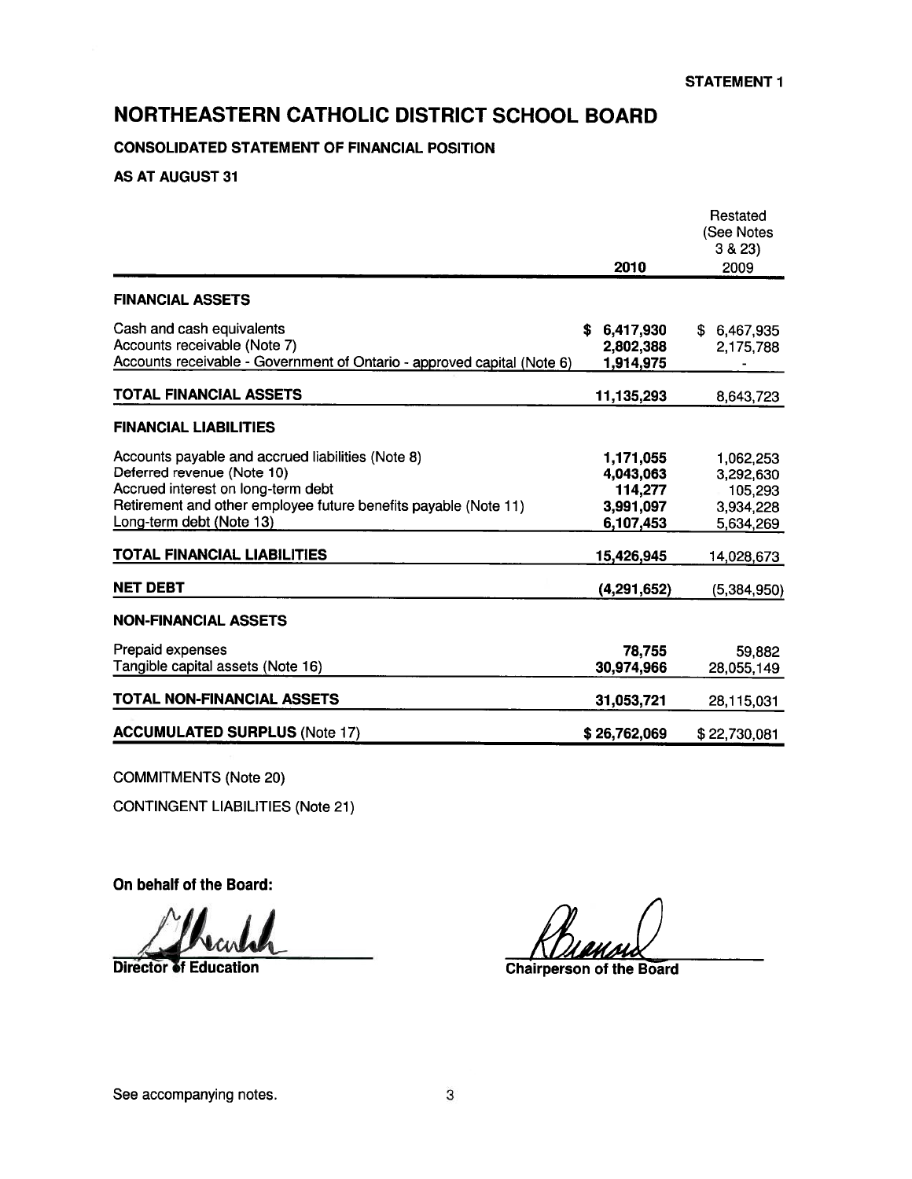STATEMENT 1

# NORTHEASTERN CATHOLIC DISTRICT SCHOOL BOARD

**CONSOLIDATED STATEMENT OF FINANCIAL POSITION**

**AS AT AUGUST 31**

| | 2010 | Restated (See Notes 3 & 23) 2009 |
|---|---|---|
| **FINANCIAL ASSETS** | | |
| Cash and cash equivalents | $ 6,417,930 | $ 6,467,935 |
| Accounts receivable (Note 7) | 2,802,388 | 2,175,788 |
| Accounts receivable - Government of Ontario - approved capital (Note 6) | 1,914,975 | - |
| **TOTAL FINANCIAL ASSETS** | 11,135,293 | 8,643,723 |
| **FINANCIAL LIABILITIES** | | |
| Accounts payable and accrued liabilities (Note 8) | 1,171,055 | 1,062,253 |
| Deferred revenue (Note 10) | 4,043,063 | 3,292,630 |
| Accrued interest on long-term debt | 114,277 | 105,293 |
| Retirement and other employee future benefits payable (Note 11) | 3,991,097 | 3,934,228 |
| Long-term debt (Note 13) | 6,107,453 | 5,634,269 |
| **TOTAL FINANCIAL LIABILITIES** | 15,426,945 | 14,028,673 |
| **NET DEBT** | (4,291,652) | (5,384,950) |
| **NON-FINANCIAL ASSETS** | | |
| Prepaid expenses | 78,755 | 59,882 |
| Tangible capital assets (Note 16) | 30,974,966 | 28,055,149 |
| **TOTAL NON-FINANCIAL ASSETS** | 31,053,721 | 28,115,031 |
| **ACCUMULATED SURPLUS** (Note 17) | $ 26,762,069 | $ 22,730,081 |

COMMITMENTS (Note 20)

CONTINGENT LIABILITIES (Note 21)

**On behalf of the Board:**

**Director of Education**

**Chairperson of the Board**

See accompanying notes.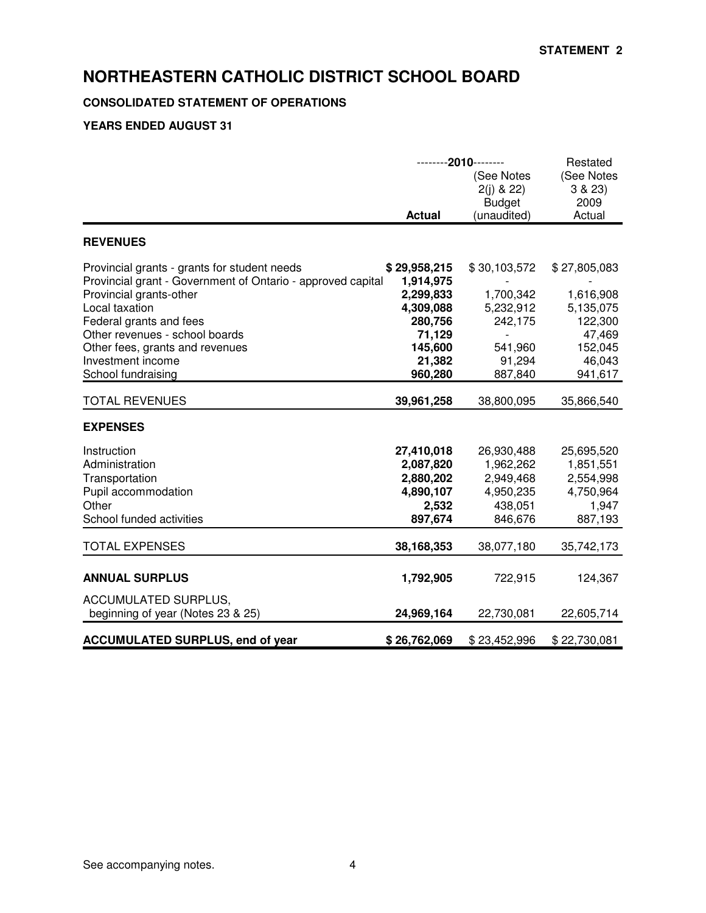STATEMENT 2

# NORTHEASTERN CATHOLIC DISTRICT SCHOOL BOARD

**CONSOLIDATED STATEMENT OF OPERATIONS**

**YEARS ENDED AUGUST 31**

| | 2010 Actual | 2010 (See Notes 2(j) & 22) Budget (unaudited) | Restated (See Notes 3 & 23) 2009 Actual |
|---|---|---|---|
| **REVENUES** | | | |
| Provincial grants - grants for student needs | **$ 29,958,215** | $ 30,103,572 | $ 27,805,083 |
| Provincial grant - Government of Ontario - approved capital | **1,914,975** | - | - |
| Provincial grants-other | **2,299,833** | 1,700,342 | 1,616,908 |
| Local taxation | **4,309,088** | 5,232,912 | 5,135,075 |
| Federal grants and fees | **280,756** | 242,175 | 122,300 |
| Other revenues - school boards | **71,129** | - | 47,469 |
| Other fees, grants and revenues | **145,600** | 541,960 | 152,045 |
| Investment income | **21,382** | 91,294 | 46,043 |
| School fundraising | **960,280** | 887,840 | 941,617 |
| TOTAL REVENUES | **39,961,258** | 38,800,095 | 35,866,540 |
| **EXPENSES** | | | |
| Instruction | **27,410,018** | 26,930,488 | 25,695,520 |
| Administration | **2,087,820** | 1,962,262 | 1,851,551 |
| Transportation | **2,880,202** | 2,949,468 | 2,554,998 |
| Pupil accommodation | **4,890,107** | 4,950,235 | 4,750,964 |
| Other | **2,532** | 438,051 | 1,947 |
| School funded activities | **897,674** | 846,676 | 887,193 |
| TOTAL EXPENSES | **38,168,353** | 38,077,180 | 35,742,173 |
| **ANNUAL SURPLUS** | **1,792,905** | 722,915 | 124,367 |
| ACCUMULATED SURPLUS, beginning of year (Notes 23 & 25) | **24,969,164** | 22,730,081 | 22,605,714 |
| **ACCUMULATED SURPLUS, end of year** | **$ 26,762,069** | $ 23,452,996 | $ 22,730,081 |

See accompanying notes.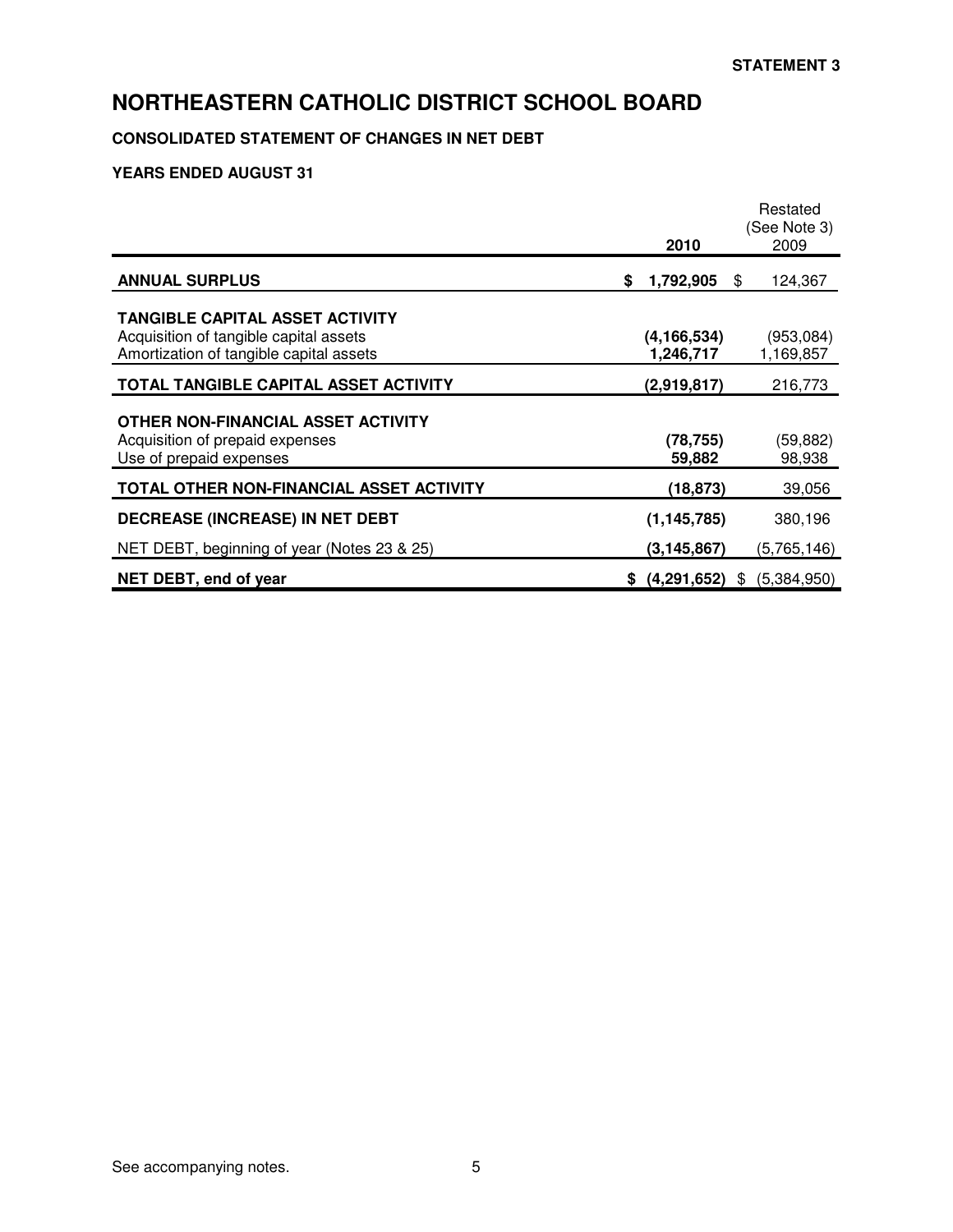**STATEMENT 3**

# NORTHEASTERN CATHOLIC DISTRICT SCHOOL BOARD

**CONSOLIDATED STATEMENT OF CHANGES IN NET DEBT**

**YEARS ENDED AUGUST 31**

| | **2010** | Restated (See Note 3) 2009 |
|---|---|---|
| **ANNUAL SURPLUS** | **$ 1,792,905** | $ 124,367 |
| **TANGIBLE CAPITAL ASSET ACTIVITY** | | |
| Acquisition of tangible capital assets | **(4,166,534)** | (953,084) |
| Amortization of tangible capital assets | **1,246,717** | 1,169,857 |
| **TOTAL TANGIBLE CAPITAL ASSET ACTIVITY** | **(2,919,817)** | 216,773 |
| **OTHER NON-FINANCIAL ASSET ACTIVITY** | | |
| Acquisition of prepaid expenses | **(78,755)** | (59,882) |
| Use of prepaid expenses | **59,882** | 98,938 |
| **TOTAL OTHER NON-FINANCIAL ASSET ACTIVITY** | **(18,873)** | 39,056 |
| **DECREASE (INCREASE) IN NET DEBT** | **(1,145,785)** | 380,196 |
| NET DEBT, beginning of year (Notes 23 & 25) | **(3,145,867)** | (5,765,146) |
| **NET DEBT, end of year** | **$ (4,291,652)** | $ (5,384,950) |

See accompanying notes.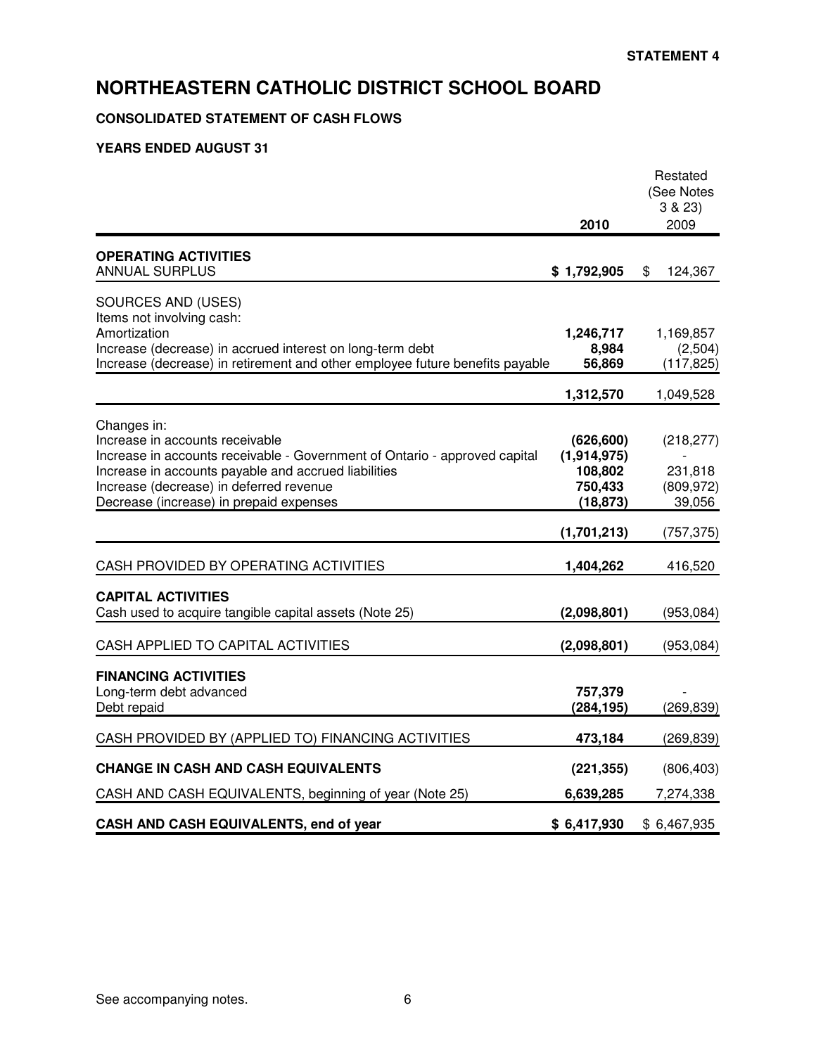STATEMENT 4

# NORTHEASTERN CATHOLIC DISTRICT SCHOOL BOARD

**CONSOLIDATED STATEMENT OF CASH FLOWS**

**YEARS ENDED AUGUST 31**

| | **2010** | Restated (See Notes 3 & 23) 2009 |
|---|---|---|
| **OPERATING ACTIVITIES** | | |
| ANNUAL SURPLUS | **$ 1,792,905** | $ 124,367 |
| SOURCES AND (USES) | | |
| Items not involving cash: | | |
| Amortization | **1,246,717** | 1,169,857 |
| Increase (decrease) in accrued interest on long-term debt | **8,984** | (2,504) |
| Increase (decrease) in retirement and other employee future benefits payable | **56,869** | (117,825) |
| | **1,312,570** | 1,049,528 |
| Changes in: | | |
| Increase in accounts receivable | **(626,600)** | (218,277) |
| Increase in accounts receivable - Government of Ontario - approved capital | **(1,914,975)** | - |
| Increase in accounts payable and accrued liabilities | **108,802** | 231,818 |
| Increase (decrease) in deferred revenue | **750,433** | (809,972) |
| Decrease (increase) in prepaid expenses | **(18,873)** | 39,056 |
| | **(1,701,213)** | (757,375) |
| CASH PROVIDED BY OPERATING ACTIVITIES | **1,404,262** | 416,520 |
| **CAPITAL ACTIVITIES** | | |
| Cash used to acquire tangible capital assets (Note 25) | **(2,098,801)** | (953,084) |
| CASH APPLIED TO CAPITAL ACTIVITIES | **(2,098,801)** | (953,084) |
| **FINANCING ACTIVITIES** | | |
| Long-term debt advanced | **757,379** | - |
| Debt repaid | **(284,195)** | (269,839) |
| CASH PROVIDED BY (APPLIED TO) FINANCING ACTIVITIES | **473,184** | (269,839) |
| **CHANGE IN CASH AND CASH EQUIVALENTS** | **(221,355)** | (806,403) |
| CASH AND CASH EQUIVALENTS, beginning of year (Note 25) | **6,639,285** | 7,274,338 |
| **CASH AND CASH EQUIVALENTS, end of year** | **$ 6,417,930** | $ 6,467,935 |

See accompanying notes.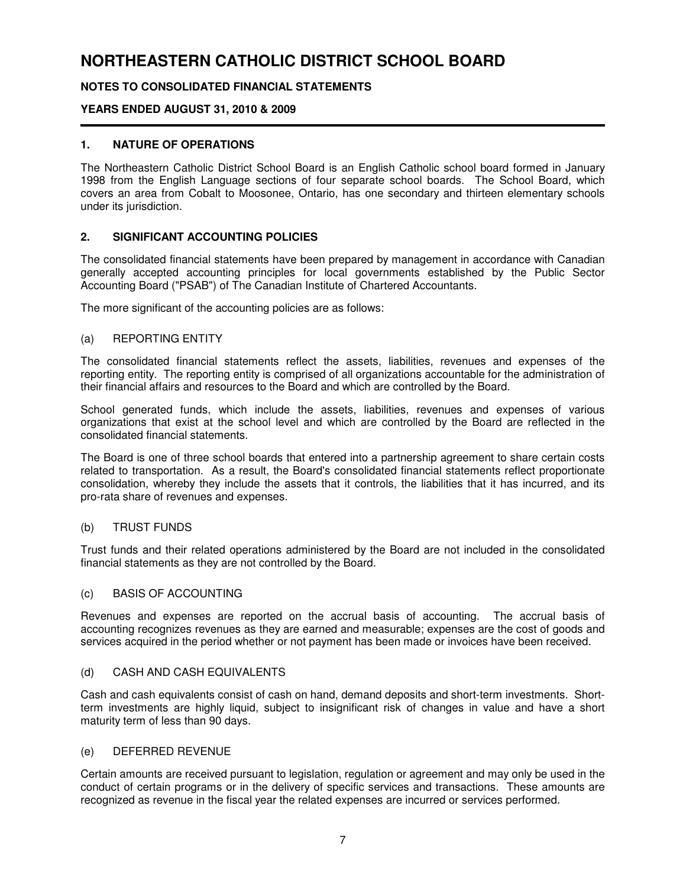# NORTHEASTERN CATHOLIC DISTRICT SCHOOL BOARD

**NOTES TO CONSOLIDATED FINANCIAL STATEMENTS**

**YEARS ENDED AUGUST 31, 2010 & 2009**

## 1. NATURE OF OPERATIONS

The Northeastern Catholic District School Board is an English Catholic school board formed in January 1998 from the English Language sections of four separate school boards. The School Board, which covers an area from Cobalt to Moosonee, Ontario, has one secondary and thirteen elementary schools under its jurisdiction.

## 2. SIGNIFICANT ACCOUNTING POLICIES

The consolidated financial statements have been prepared by management in accordance with Canadian generally accepted accounting principles for local governments established by the Public Sector Accounting Board ("PSAB") of The Canadian Institute of Chartered Accountants.

The more significant of the accounting policies are as follows:

### (a) REPORTING ENTITY

The consolidated financial statements reflect the assets, liabilities, revenues and expenses of the reporting entity. The reporting entity is comprised of all organizations accountable for the administration of their financial affairs and resources to the Board and which are controlled by the Board.

School generated funds, which include the assets, liabilities, revenues and expenses of various organizations that exist at the school level and which are controlled by the Board are reflected in the consolidated financial statements.

The Board is one of three school boards that entered into a partnership agreement to share certain costs related to transportation. As a result, the Board's consolidated financial statements reflect proportionate consolidation, whereby they include the assets that it controls, the liabilities that it has incurred, and its pro-rata share of revenues and expenses.

### (b) TRUST FUNDS

Trust funds and their related operations administered by the Board are not included in the consolidated financial statements as they are not controlled by the Board.

### (c) BASIS OF ACCOUNTING

Revenues and expenses are reported on the accrual basis of accounting. The accrual basis of accounting recognizes revenues as they are earned and measurable; expenses are the cost of goods and services acquired in the period whether or not payment has been made or invoices have been received.

### (d) CASH AND CASH EQUIVALENTS

Cash and cash equivalents consist of cash on hand, demand deposits and short-term investments. Short-term investments are highly liquid, subject to insignificant risk of changes in value and have a short maturity term of less than 90 days.

### (e) DEFERRED REVENUE

Certain amounts are received pursuant to legislation, regulation or agreement and may only be used in the conduct of certain programs or in the delivery of specific services and transactions. These amounts are recognized as revenue in the fiscal year the related expenses are incurred or services performed.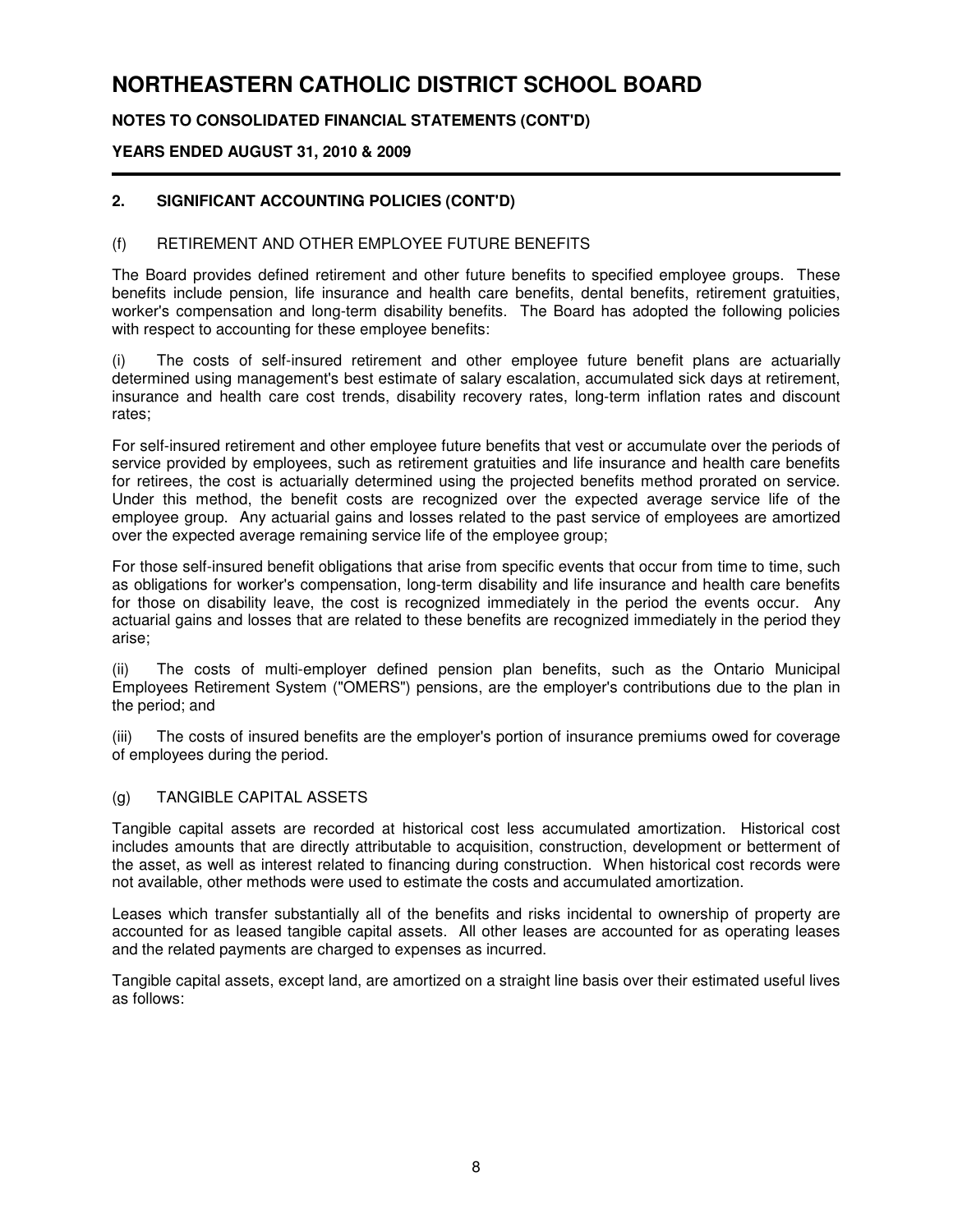# NORTHEASTERN CATHOLIC DISTRICT SCHOOL BOARD

**NOTES TO CONSOLIDATED FINANCIAL STATEMENTS (CONT'D)**

**YEARS ENDED AUGUST 31, 2010 & 2009**

## 2. SIGNIFICANT ACCOUNTING POLICIES (CONT'D)

### (f) RETIREMENT AND OTHER EMPLOYEE FUTURE BENEFITS

The Board provides defined retirement and other future benefits to specified employee groups. These benefits include pension, life insurance and health care benefits, dental benefits, retirement gratuities, worker's compensation and long-term disability benefits. The Board has adopted the following policies with respect to accounting for these employee benefits:

(i) The costs of self-insured retirement and other employee future benefit plans are actuarially determined using management's best estimate of salary escalation, accumulated sick days at retirement, insurance and health care cost trends, disability recovery rates, long-term inflation rates and discount rates;

For self-insured retirement and other employee future benefits that vest or accumulate over the periods of service provided by employees, such as retirement gratuities and life insurance and health care benefits for retirees, the cost is actuarially determined using the projected benefits method prorated on service. Under this method, the benefit costs are recognized over the expected average service life of the employee group. Any actuarial gains and losses related to the past service of employees are amortized over the expected average remaining service life of the employee group;

For those self-insured benefit obligations that arise from specific events that occur from time to time, such as obligations for worker's compensation, long-term disability and life insurance and health care benefits for those on disability leave, the cost is recognized immediately in the period the events occur. Any actuarial gains and losses that are related to these benefits are recognized immediately in the period they arise;

(ii) The costs of multi-employer defined pension plan benefits, such as the Ontario Municipal Employees Retirement System ("OMERS") pensions, are the employer's contributions due to the plan in the period; and

(iii) The costs of insured benefits are the employer's portion of insurance premiums owed for coverage of employees during the period.

### (g) TANGIBLE CAPITAL ASSETS

Tangible capital assets are recorded at historical cost less accumulated amortization. Historical cost includes amounts that are directly attributable to acquisition, construction, development or betterment of the asset, as well as interest related to financing during construction. When historical cost records were not available, other methods were used to estimate the costs and accumulated amortization.

Leases which transfer substantially all of the benefits and risks incidental to ownership of property are accounted for as leased tangible capital assets. All other leases are accounted for as operating leases and the related payments are charged to expenses as incurred.

Tangible capital assets, except land, are amortized on a straight line basis over their estimated useful lives as follows: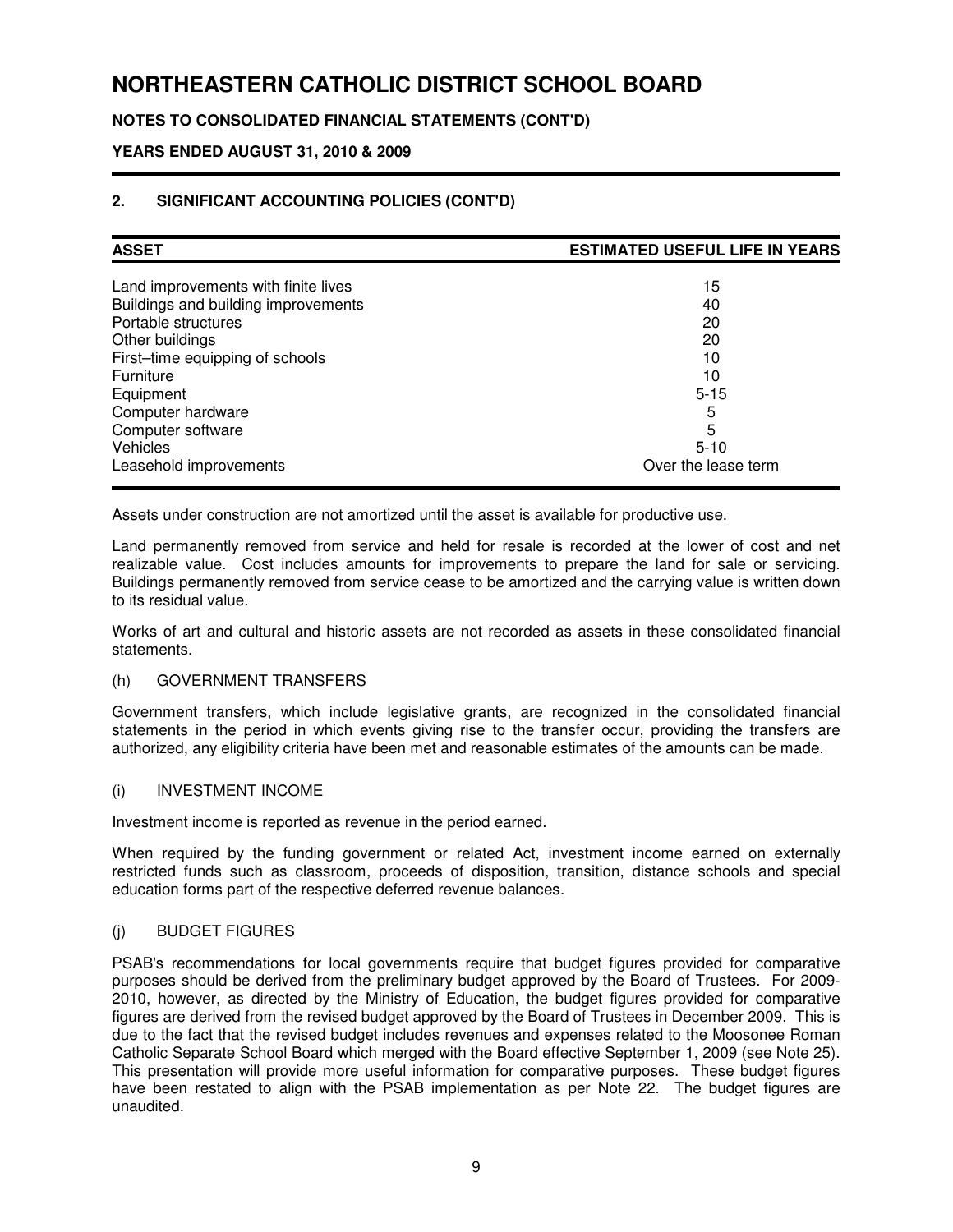# NORTHEASTERN CATHOLIC DISTRICT SCHOOL BOARD

**NOTES TO CONSOLIDATED FINANCIAL STATEMENTS (CONT'D)**

**YEARS ENDED AUGUST 31, 2010 & 2009**

## 2. SIGNIFICANT ACCOUNTING POLICIES (CONT'D)

| ASSET | ESTIMATED USEFUL LIFE IN YEARS |
|---|---|
| Land improvements with finite lives | 15 |
| Buildings and building improvements | 40 |
| Portable structures | 20 |
| Other buildings | 20 |
| First–time equipping of schools | 10 |
| Furniture | 10 |
| Equipment | 5-15 |
| Computer hardware | 5 |
| Computer software | 5 |
| Vehicles | 5-10 |
| Leasehold improvements | Over the lease term |

Assets under construction are not amortized until the asset is available for productive use.

Land permanently removed from service and held for resale is recorded at the lower of cost and net realizable value. Cost includes amounts for improvements to prepare the land for sale or servicing. Buildings permanently removed from service cease to be amortized and the carrying value is written down to its residual value.

Works of art and cultural and historic assets are not recorded as assets in these consolidated financial statements.

### (h) GOVERNMENT TRANSFERS

Government transfers, which include legislative grants, are recognized in the consolidated financial statements in the period in which events giving rise to the transfer occur, providing the transfers are authorized, any eligibility criteria have been met and reasonable estimates of the amounts can be made.

### (i) INVESTMENT INCOME

Investment income is reported as revenue in the period earned.

When required by the funding government or related Act, investment income earned on externally restricted funds such as classroom, proceeds of disposition, transition, distance schools and special education forms part of the respective deferred revenue balances.

### (j) BUDGET FIGURES

PSAB's recommendations for local governments require that budget figures provided for comparative purposes should be derived from the preliminary budget approved by the Board of Trustees. For 2009-2010, however, as directed by the Ministry of Education, the budget figures provided for comparative figures are derived from the revised budget approved by the Board of Trustees in December 2009. This is due to the fact that the revised budget includes revenues and expenses related to the Moosonee Roman Catholic Separate School Board which merged with the Board effective September 1, 2009 (see Note 25). This presentation will provide more useful information for comparative purposes. These budget figures have been restated to align with the PSAB implementation as per Note 22. The budget figures are unaudited.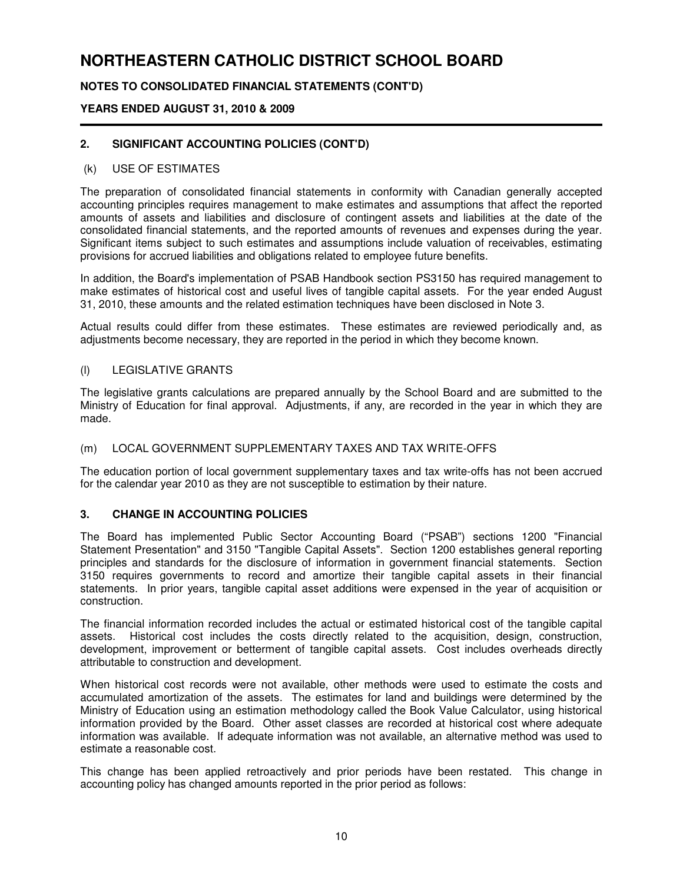## 2. SIGNIFICANT ACCOUNTING POLICIES (CONT'D)

### (k) USE OF ESTIMATES

The preparation of consolidated financial statements in conformity with Canadian generally accepted accounting principles requires management to make estimates and assumptions that affect the reported amounts of assets and liabilities and disclosure of contingent assets and liabilities at the date of the consolidated financial statements, and the reported amounts of revenues and expenses during the year. Significant items subject to such estimates and assumptions include valuation of receivables, estimating provisions for accrued liabilities and obligations related to employee future benefits.

In addition, the Board's implementation of PSAB Handbook section PS3150 has required management to make estimates of historical cost and useful lives of tangible capital assets. For the year ended August 31, 2010, these amounts and the related estimation techniques have been disclosed in Note 3.

Actual results could differ from these estimates. These estimates are reviewed periodically and, as adjustments become necessary, they are reported in the period in which they become known.

### (l) LEGISLATIVE GRANTS

The legislative grants calculations are prepared annually by the School Board and are submitted to the Ministry of Education for final approval. Adjustments, if any, are recorded in the year in which they are made.

### (m) LOCAL GOVERNMENT SUPPLEMENTARY TAXES AND TAX WRITE-OFFS

The education portion of local government supplementary taxes and tax write-offs has not been accrued for the calendar year 2010 as they are not susceptible to estimation by their nature.

## 3. CHANGE IN ACCOUNTING POLICIES

The Board has implemented Public Sector Accounting Board ("PSAB") sections 1200 "Financial Statement Presentation" and 3150 "Tangible Capital Assets". Section 1200 establishes general reporting principles and standards for the disclosure of information in government financial statements. Section 3150 requires governments to record and amortize their tangible capital assets in their financial statements. In prior years, tangible capital asset additions were expensed in the year of acquisition or construction.

The financial information recorded includes the actual or estimated historical cost of the tangible capital assets. Historical cost includes the costs directly related to the acquisition, design, construction, development, improvement or betterment of tangible capital assets. Cost includes overheads directly attributable to construction and development.

When historical cost records were not available, other methods were used to estimate the costs and accumulated amortization of the assets. The estimates for land and buildings were determined by the Ministry of Education using an estimation methodology called the Book Value Calculator, using historical information provided by the Board. Other asset classes are recorded at historical cost where adequate information was available. If adequate information was not available, an alternative method was used to estimate a reasonable cost.

This change has been applied retroactively and prior periods have been restated. This change in accounting policy has changed amounts reported in the prior period as follows: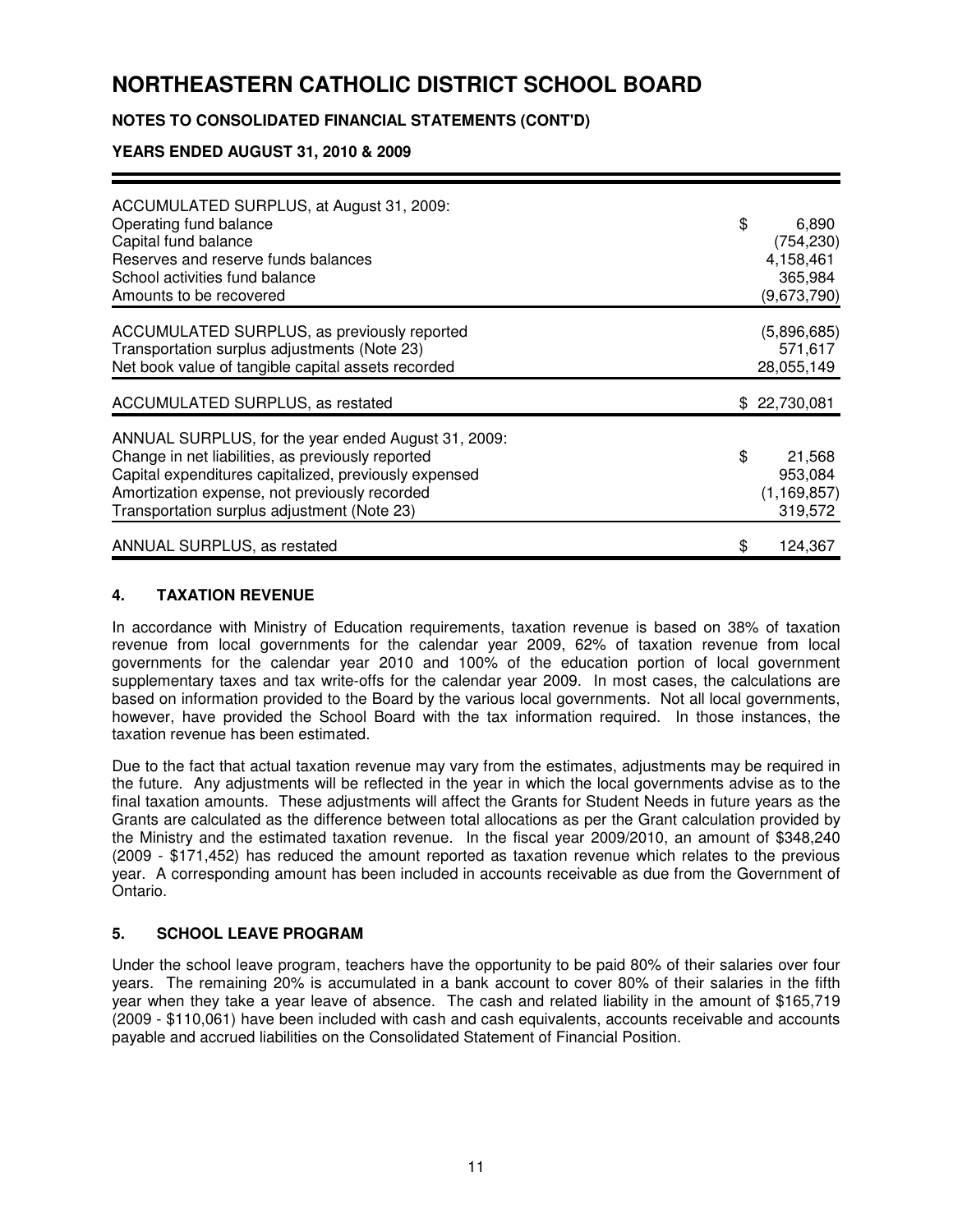# NORTHEASTERN CATHOLIC DISTRICT SCHOOL BOARD

## NOTES TO CONSOLIDATED FINANCIAL STATEMENTS (CONT'D)

### YEARS ENDED AUGUST 31, 2010 & 2009

| | |
|---|---:|
| ACCUMULATED SURPLUS, at August 31, 2009: | |
| Operating fund balance | $ 6,890 |
| Capital fund balance | (754,230) |
| Reserves and reserve funds balances | 4,158,461 |
| School activities fund balance | 365,984 |
| Amounts to be recovered | (9,673,790) |
| ACCUMULATED SURPLUS, as previously reported | (5,896,685) |
| Transportation surplus adjustments (Note 23) | 571,617 |
| Net book value of tangible capital assets recorded | 28,055,149 |
| ACCUMULATED SURPLUS, as restated | $ 22,730,081 |
| ANNUAL SURPLUS, for the year ended August 31, 2009: | |
| Change in net liabilities, as previously reported | $ 21,568 |
| Capital expenditures capitalized, previously expensed | 953,084 |
| Amortization expense, not previously recorded | (1,169,857) |
| Transportation surplus adjustment (Note 23) | 319,572 |
| ANNUAL SURPLUS, as restated | $ 124,367 |

## 4. TAXATION REVENUE

In accordance with Ministry of Education requirements, taxation revenue is based on 38% of taxation revenue from local governments for the calendar year 2009, 62% of taxation revenue from local governments for the calendar year 2010 and 100% of the education portion of local government supplementary taxes and tax write-offs for the calendar year 2009. In most cases, the calculations are based on information provided to the Board by the various local governments. Not all local governments, however, have provided the School Board with the tax information required. In those instances, the taxation revenue has been estimated.

Due to the fact that actual taxation revenue may vary from the estimates, adjustments may be required in the future. Any adjustments will be reflected in the year in which the local governments advise as to the final taxation amounts. These adjustments will affect the Grants for Student Needs in future years as the Grants are calculated as the difference between total allocations as per the Grant calculation provided by the Ministry and the estimated taxation revenue. In the fiscal year 2009/2010, an amount of $348,240 (2009 - $171,452) has reduced the amount reported as taxation revenue which relates to the previous year. A corresponding amount has been included in accounts receivable as due from the Government of Ontario.

## 5. SCHOOL LEAVE PROGRAM

Under the school leave program, teachers have the opportunity to be paid 80% of their salaries over four years. The remaining 20% is accumulated in a bank account to cover 80% of their salaries in the fifth year when they take a year leave of absence. The cash and related liability in the amount of $165,719 (2009 - $110,061) have been included with cash and cash equivalents, accounts receivable and accounts payable and accrued liabilities on the Consolidated Statement of Financial Position.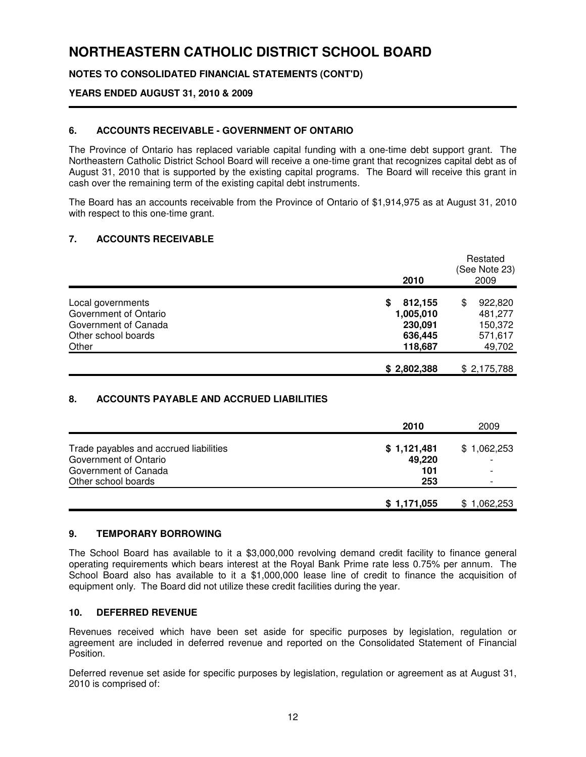# NORTHEASTERN CATHOLIC DISTRICT SCHOOL BOARD

**NOTES TO CONSOLIDATED FINANCIAL STATEMENTS (CONT'D)**

**YEARS ENDED AUGUST 31, 2010 & 2009**

### 6. ACCOUNTS RECEIVABLE - GOVERNMENT OF ONTARIO

The Province of Ontario has replaced variable capital funding with a one-time debt support grant. The Northeastern Catholic District School Board will receive a one-time grant that recognizes capital debt as of August 31, 2010 that is supported by the existing capital programs. The Board will receive this grant in cash over the remaining term of the existing capital debt instruments.

The Board has an accounts receivable from the Province of Ontario of $1,914,975 as at August 31, 2010 with respect to this one-time grant.

### 7. ACCOUNTS RECEIVABLE

| | 2010 | Restated (See Note 23) 2009 |
|---|---|---|
| Local governments | **$ 812,155** | $ 922,820 |
| Government of Ontario | **1,005,010** | 481,277 |
| Government of Canada | **230,091** | 150,372 |
| Other school boards | **636,445** | 571,617 |
| Other | **118,687** | 49,702 |
| | **$ 2,802,388** | $ 2,175,788 |

### 8. ACCOUNTS PAYABLE AND ACCRUED LIABILITIES

| | 2010 | 2009 |
|---|---|---|
| Trade payables and accrued liabilities | **$ 1,121,481** | $ 1,062,253 |
| Government of Ontario | **49,220** | - |
| Government of Canada | **101** | - |
| Other school boards | **253** | - |
| | **$ 1,171,055** | $ 1,062,253 |

### 9. TEMPORARY BORROWING

The School Board has available to it a $3,000,000 revolving demand credit facility to finance general operating requirements which bears interest at the Royal Bank Prime rate less 0.75% per annum. The School Board also has available to it a $1,000,000 lease line of credit to finance the acquisition of equipment only. The Board did not utilize these credit facilities during the year.

### 10. DEFERRED REVENUE

Revenues received which have been set aside for specific purposes by legislation, regulation or agreement are included in deferred revenue and reported on the Consolidated Statement of Financial Position.

Deferred revenue set aside for specific purposes by legislation, regulation or agreement as at August 31, 2010 is comprised of: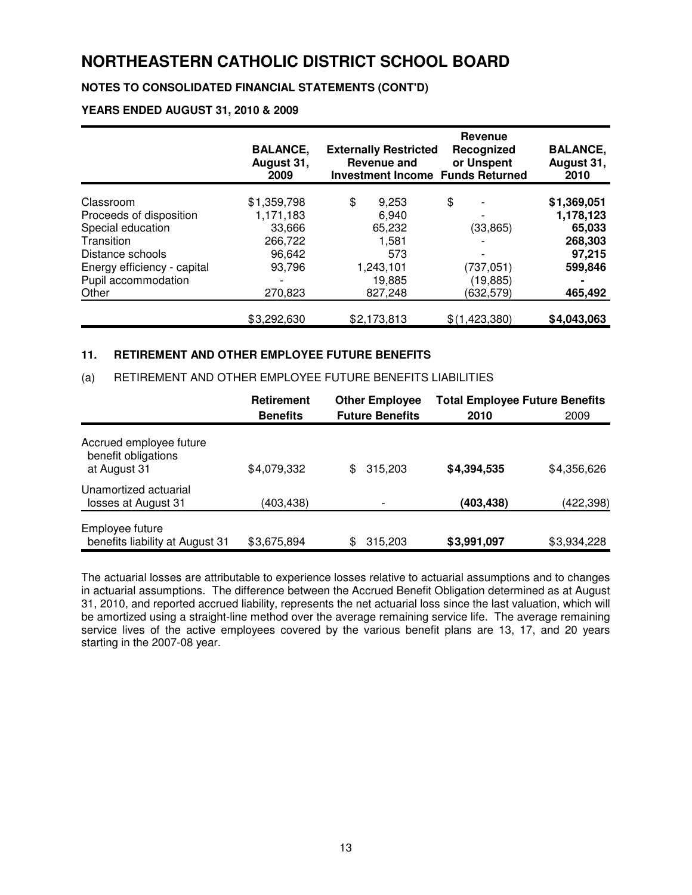# NORTHEASTERN CATHOLIC DISTRICT SCHOOL BOARD

**NOTES TO CONSOLIDATED FINANCIAL STATEMENTS (CONT'D)**

**YEARS ENDED AUGUST 31, 2010 & 2009**

| | **BALANCE, August 31, 2009** | **Externally Restricted Revenue and Investment Income** | **Revenue Recognized or Unspent Funds Returned** | **BALANCE, August 31, 2010** |
|---|---|---|---|---|
| Classroom | $1,359,798 | $ 9,253 | $ - | **$1,369,051** |
| Proceeds of disposition | 1,171,183 | 6,940 | - | **1,178,123** |
| Special education | 33,666 | 65,232 | (33,865) | **65,033** |
| Transition | 266,722 | 1,581 | - | **268,303** |
| Distance schools | 96,642 | 573 | - | **97,215** |
| Energy efficiency - capital | 93,796 | 1,243,101 | (737,051) | **599,846** |
| Pupil accommodation | - | 19,885 | (19,885) | **-** |
| Other | 270,823 | 827,248 | (632,579) | **465,492** |
| | $3,292,630 | $2,173,813 | $(1,423,380) | **$4,043,063** |

## 11. RETIREMENT AND OTHER EMPLOYEE FUTURE BENEFITS

(a) RETIREMENT AND OTHER EMPLOYEE FUTURE BENEFITS LIABILITIES

| | **Retirement Benefits** | **Other Employee Future Benefits** | **Total Employee Future Benefits 2010** | **2009** |
|---|---|---|---|---|
| Accrued employee future benefit obligations at August 31 | $4,079,332 | $ 315,203 | **$4,394,535** | $4,356,626 |
| Unamortized actuarial losses at August 31 | (403,438) | - | **(403,438)** | (422,398) |
| Employee future benefits liability at August 31 | $3,675,894 | $ 315,203 | **$3,991,097** | $3,934,228 |

The actuarial losses are attributable to experience losses relative to actuarial assumptions and to changes in actuarial assumptions. The difference between the Accrued Benefit Obligation determined as at August 31, 2010, and reported accrued liability, represents the net actuarial loss since the last valuation, which will be amortized using a straight-line method over the average remaining service life. The average remaining service lives of the active employees covered by the various benefit plans are 13, 17, and 20 years starting in the 2007-08 year.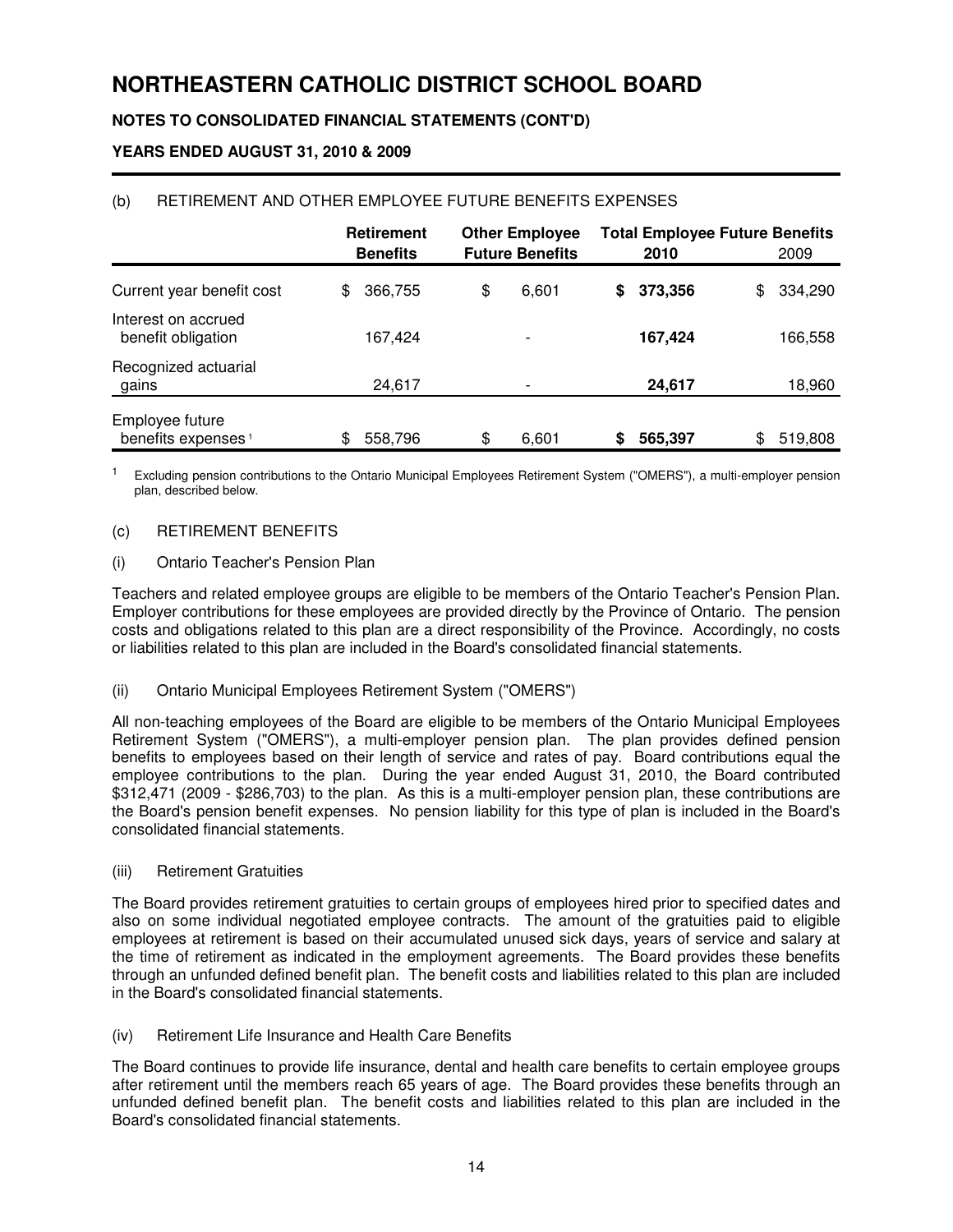# NORTHEASTERN CATHOLIC DISTRICT SCHOOL BOARD

**NOTES TO CONSOLIDATED FINANCIAL STATEMENTS (CONT'D)**

**YEARS ENDED AUGUST 31, 2010 & 2009**

(b) RETIREMENT AND OTHER EMPLOYEE FUTURE BENEFITS EXPENSES

| | Retirement Benefits | Other Employee Future Benefits | Total Employee Future Benefits 2010 | 2009 |
|---|---|---|---|---|
| Current year benefit cost | $ 366,755 | $ 6,601 | **$ 373,356** | $ 334,290 |
| Interest on accrued benefit obligation | 167,424 | - | **167,424** | 166,558 |
| Recognized actuarial gains | 24,617 | - | **24,617** | 18,960 |
| Employee future benefits expenses [1] | $ 558,796 | $ 6,601 | **$ 565,397** | $ 519,808 |

[1] Excluding pension contributions to the Ontario Municipal Employees Retirement System ("OMERS"), a multi-employer pension plan, described below.

(c) RETIREMENT BENEFITS

(i) Ontario Teacher's Pension Plan

Teachers and related employee groups are eligible to be members of the Ontario Teacher's Pension Plan. Employer contributions for these employees are provided directly by the Province of Ontario. The pension costs and obligations related to this plan are a direct responsibility of the Province. Accordingly, no costs or liabilities related to this plan are included in the Board's consolidated financial statements.

(ii) Ontario Municipal Employees Retirement System ("OMERS")

All non-teaching employees of the Board are eligible to be members of the Ontario Municipal Employees Retirement System ("OMERS"), a multi-employer pension plan. The plan provides defined pension benefits to employees based on their length of service and rates of pay. Board contributions equal the employee contributions to the plan. During the year ended August 31, 2010, the Board contributed $312,471 (2009 - $286,703) to the plan. As this is a multi-employer pension plan, these contributions are the Board's pension benefit expenses. No pension liability for this type of plan is included in the Board's consolidated financial statements.

(iii) Retirement Gratuities

The Board provides retirement gratuities to certain groups of employees hired prior to specified dates and also on some individual negotiated employee contracts. The amount of the gratuities paid to eligible employees at retirement is based on their accumulated unused sick days, years of service and salary at the time of retirement as indicated in the employment agreements. The Board provides these benefits through an unfunded defined benefit plan. The benefit costs and liabilities related to this plan are included in the Board's consolidated financial statements.

(iv) Retirement Life Insurance and Health Care Benefits

The Board continues to provide life insurance, dental and health care benefits to certain employee groups after retirement until the members reach 65 years of age. The Board provides these benefits through an unfunded defined benefit plan. The benefit costs and liabilities related to this plan are included in the Board's consolidated financial statements.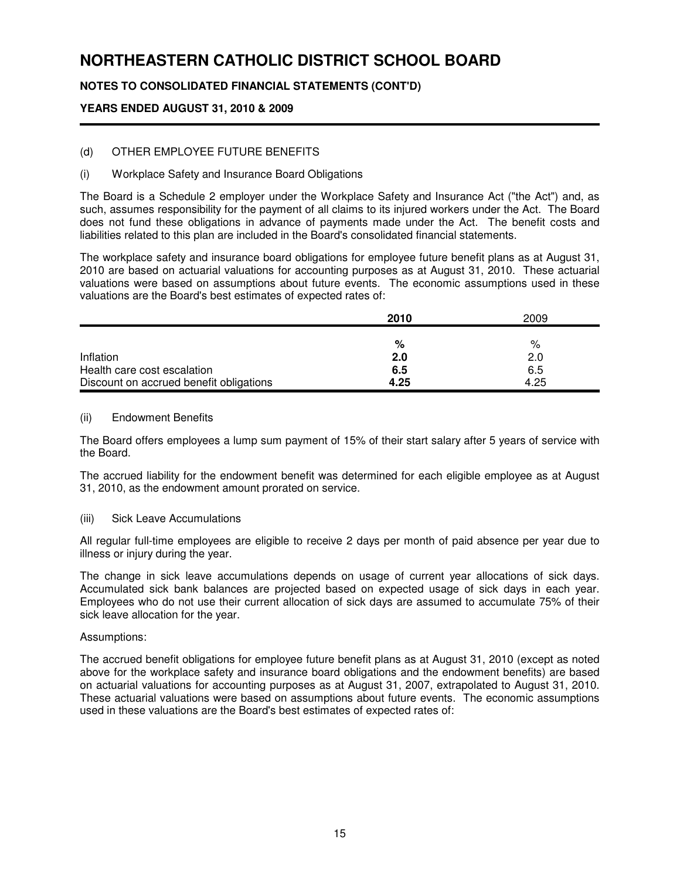# NORTHEASTERN CATHOLIC DISTRICT SCHOOL BOARD

**NOTES TO CONSOLIDATED FINANCIAL STATEMENTS (CONT'D)**

**YEARS ENDED AUGUST 31, 2010 & 2009**

(d) OTHER EMPLOYEE FUTURE BENEFITS

(i) Workplace Safety and Insurance Board Obligations

The Board is a Schedule 2 employer under the Workplace Safety and Insurance Act ("the Act") and, as such, assumes responsibility for the payment of all claims to its injured workers under the Act. The Board does not fund these obligations in advance of payments made under the Act. The benefit costs and liabilities related to this plan are included in the Board's consolidated financial statements.

The workplace safety and insurance board obligations for employee future benefit plans as at August 31, 2010 are based on actuarial valuations for accounting purposes as at August 31, 2010. These actuarial valuations were based on assumptions about future events. The economic assumptions used in these valuations are the Board's best estimates of expected rates of:

| | **2010** | 2009 |
|---|---|---|
| | **%** | % |
| Inflation | **2.0** | 2.0 |
| Health care cost escalation | **6.5** | 6.5 |
| Discount on accrued benefit obligations | **4.25** | 4.25 |

(ii) Endowment Benefits

The Board offers employees a lump sum payment of 15% of their start salary after 5 years of service with the Board.

The accrued liability for the endowment benefit was determined for each eligible employee as at August 31, 2010, as the endowment amount prorated on service.

(iii) Sick Leave Accumulations

All regular full-time employees are eligible to receive 2 days per month of paid absence per year due to illness or injury during the year.

The change in sick leave accumulations depends on usage of current year allocations of sick days. Accumulated sick bank balances are projected based on expected usage of sick days in each year. Employees who do not use their current allocation of sick days are assumed to accumulate 75% of their sick leave allocation for the year.

Assumptions:

The accrued benefit obligations for employee future benefit plans as at August 31, 2010 (except as noted above for the workplace safety and insurance board obligations and the endowment benefits) are based on actuarial valuations for accounting purposes as at August 31, 2007, extrapolated to August 31, 2010. These actuarial valuations were based on assumptions about future events. The economic assumptions used in these valuations are the Board's best estimates of expected rates of: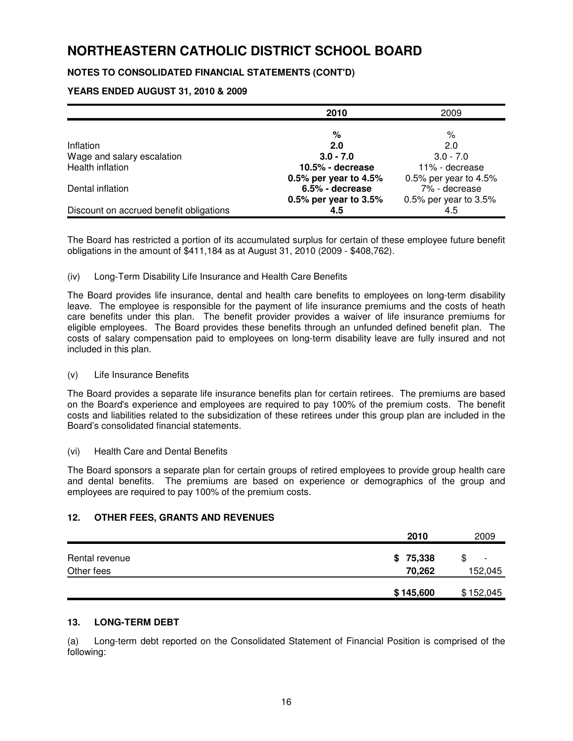# NORTHEASTERN CATHOLIC DISTRICT SCHOOL BOARD

**NOTES TO CONSOLIDATED FINANCIAL STATEMENTS (CONT'D)**

**YEARS ENDED AUGUST 31, 2010 & 2009**

| | **2010** | 2009 |
|---|---|---|
| | **%** | % |
| Inflation | **2.0** | 2.0 |
| Wage and salary escalation | **3.0 - 7.0** | 3.0 - 7.0 |
| Health inflation | **10.5% - decrease 0.5% per year to 4.5%** | 11% - decrease 0.5% per year to 4.5% |
| Dental inflation | **6.5% - decrease 0.5% per year to 3.5%** | 7% - decrease 0.5% per year to 3.5% |
| Discount on accrued benefit obligations | **4.5** | 4.5 |

The Board has restricted a portion of its accumulated surplus for certain of these employee future benefit obligations in the amount of $411,184 as at August 31, 2010 (2009 - $408,762).

(iv) Long-Term Disability Life Insurance and Health Care Benefits

The Board provides life insurance, dental and health care benefits to employees on long-term disability leave. The employee is responsible for the payment of life insurance premiums and the costs of heath care benefits under this plan. The benefit provider provides a waiver of life insurance premiums for eligible employees. The Board provides these benefits through an unfunded defined benefit plan. The costs of salary compensation paid to employees on long-term disability leave are fully insured and not included in this plan.

(v) Life Insurance Benefits

The Board provides a separate life insurance benefits plan for certain retirees. The premiums are based on the Board's experience and employees are required to pay 100% of the premium costs. The benefit costs and liabilities related to the subsidization of these retirees under this group plan are included in the Board's consolidated financial statements.

(vi) Health Care and Dental Benefits

The Board sponsors a separate plan for certain groups of retired employees to provide group health care and dental benefits. The premiums are based on experience or demographics of the group and employees are required to pay 100% of the premium costs.

## 12. OTHER FEES, GRANTS AND REVENUES

| | **2010** | 2009 |
|---|---|---|
| Rental revenue | **$ 75,338** | $ - |
| Other fees | **70,262** | 152,045 |
| | **$ 145,600** | $ 152,045 |

## 13. LONG-TERM DEBT

(a) Long-term debt reported on the Consolidated Statement of Financial Position is comprised of the following: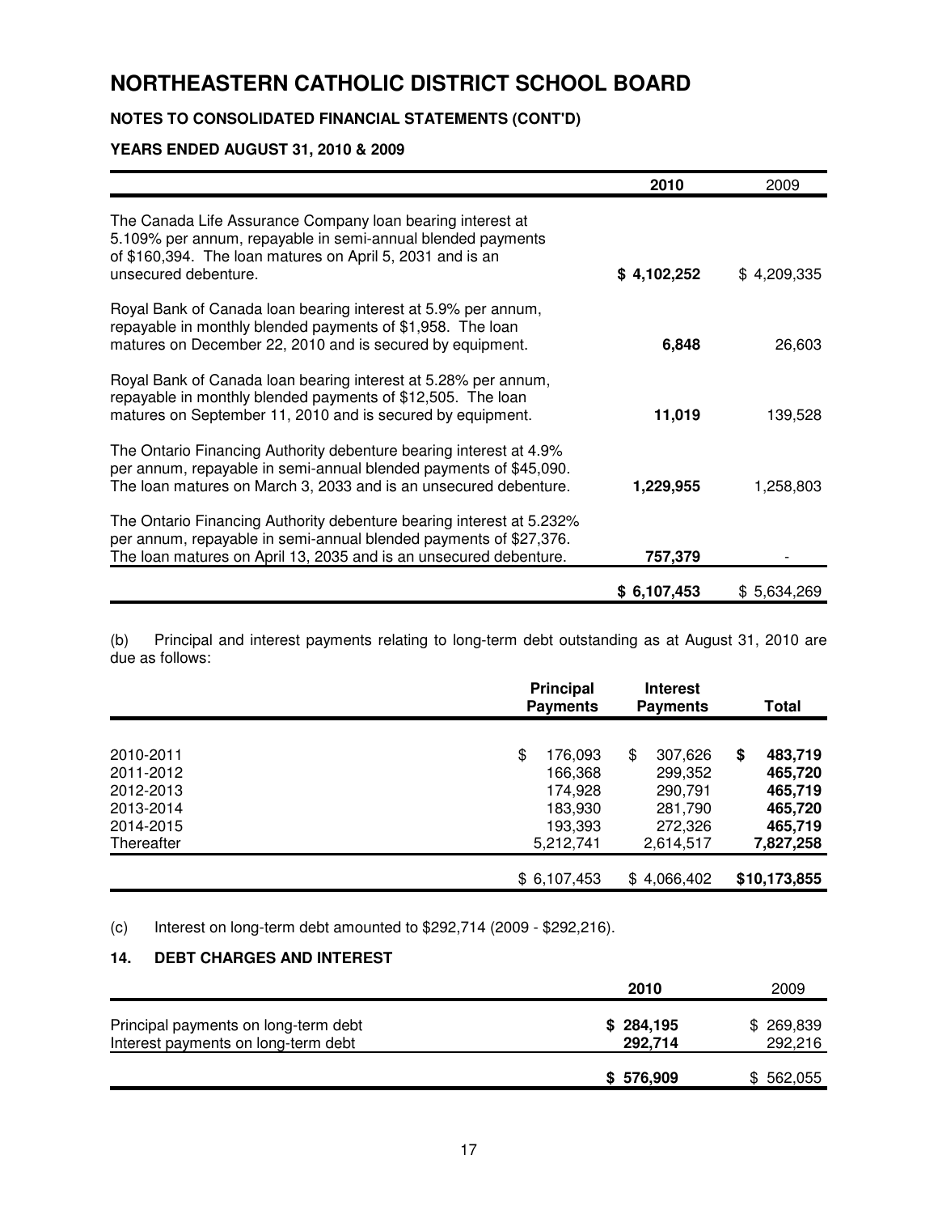# NORTHEASTERN CATHOLIC DISTRICT SCHOOL BOARD

## NOTES TO CONSOLIDATED FINANCIAL STATEMENTS (CONT'D)

### YEARS ENDED AUGUST 31, 2010 & 2009

| | 2010 | 2009 |
|---|---|---|
| The Canada Life Assurance Company loan bearing interest at 5.109% per annum, repayable in semi-annual blended payments of $160,394. The loan matures on April 5, 2031 and is an unsecured debenture. | **$ 4,102,252** | $ 4,209,335 |
| Royal Bank of Canada loan bearing interest at 5.9% per annum, repayable in monthly blended payments of $1,958. The loan matures on December 22, 2010 and is secured by equipment. | **6,848** | 26,603 |
| Royal Bank of Canada loan bearing interest at 5.28% per annum, repayable in monthly blended payments of $12,505. The loan matures on September 11, 2010 and is secured by equipment. | **11,019** | 139,528 |
| The Ontario Financing Authority debenture bearing interest at 4.9% per annum, repayable in semi-annual blended payments of $45,090. The loan matures on March 3, 2033 and is an unsecured debenture. | **1,229,955** | 1,258,803 |
| The Ontario Financing Authority debenture bearing interest at 5.232% per annum, repayable in semi-annual blended payments of $27,376. The loan matures on April 13, 2035 and is an unsecured debenture. | **757,379** | - |
| | **$ 6,107,453** | $ 5,634,269 |

(b) Principal and interest payments relating to long-term debt outstanding as at August 31, 2010 are due as follows:

| | Principal Payments | Interest Payments | Total |
|---|---|---|---|
| 2010-2011 | $ 176,093 | $ 307,626 | **$ 483,719** |
| 2011-2012 | 166,368 | 299,352 | **465,720** |
| 2012-2013 | 174,928 | 290,791 | **465,719** |
| 2013-2014 | 183,930 | 281,790 | **465,720** |
| 2014-2015 | 193,393 | 272,326 | **465,719** |
| Thereafter | 5,212,741 | 2,614,517 | **7,827,258** |
| | $ 6,107,453 | $ 4,066,402 | **$10,173,855** |

(c) Interest on long-term debt amounted to $292,714 (2009 - $292,216).

### 14. DEBT CHARGES AND INTEREST

| | 2010 | 2009 |
|---|---|---|
| Principal payments on long-term debt | **$ 284,195** | $ 269,839 |
| Interest payments on long-term debt | **292,714** | 292,216 |
| | **$ 576,909** | $ 562,055 |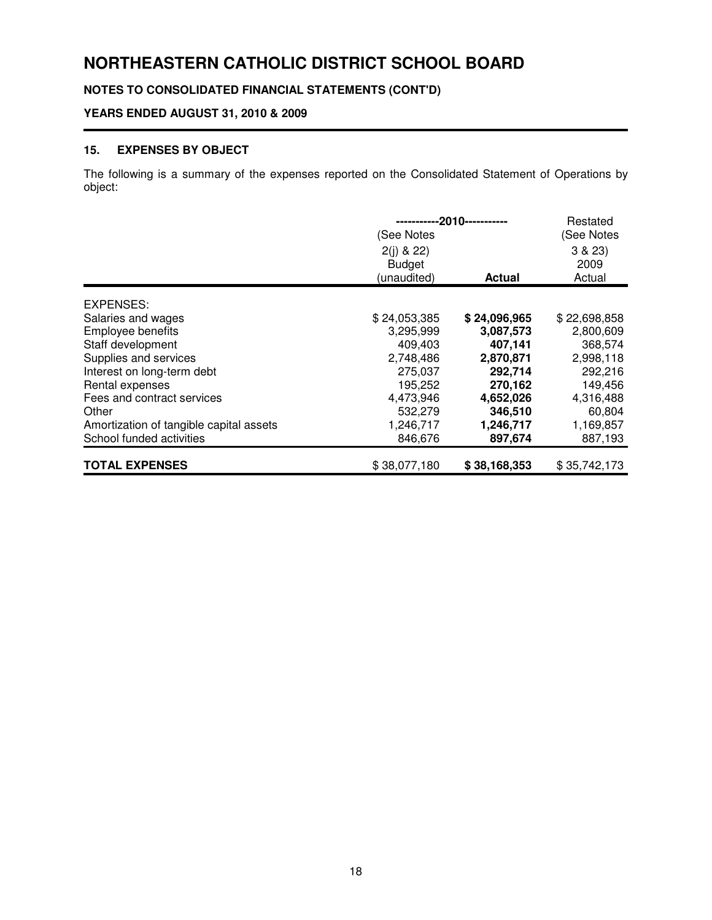# NORTHEASTERN CATHOLIC DISTRICT SCHOOL BOARD

**NOTES TO CONSOLIDATED FINANCIAL STATEMENTS (CONT'D)**

**YEARS ENDED AUGUST 31, 2010 & 2009**

## 15. EXPENSES BY OBJECT

The following is a summary of the expenses reported on the Consolidated Statement of Operations by object:

| | -----------2010----------- | | Restated |
|---|---|---|---|
| | (See Notes 2(j) & 22) Budget (unaudited) | **Actual** | (See Notes 3 & 23) 2009 Actual |
| EXPENSES: | | | |
| Salaries and wages | $ 24,053,385 | **$ 24,096,965** | $ 22,698,858 |
| Employee benefits | 3,295,999 | **3,087,573** | 2,800,609 |
| Staff development | 409,403 | **407,141** | 368,574 |
| Supplies and services | 2,748,486 | **2,870,871** | 2,998,118 |
| Interest on long-term debt | 275,037 | **292,714** | 292,216 |
| Rental expenses | 195,252 | **270,162** | 149,456 |
| Fees and contract services | 4,473,946 | **4,652,026** | 4,316,488 |
| Other | 532,279 | **346,510** | 60,804 |
| Amortization of tangible capital assets | 1,246,717 | **1,246,717** | 1,169,857 |
| School funded activities | 846,676 | **897,674** | 887,193 |
| **TOTAL EXPENSES** | $ 38,077,180 | **$ 38,168,353** | $ 35,742,173 |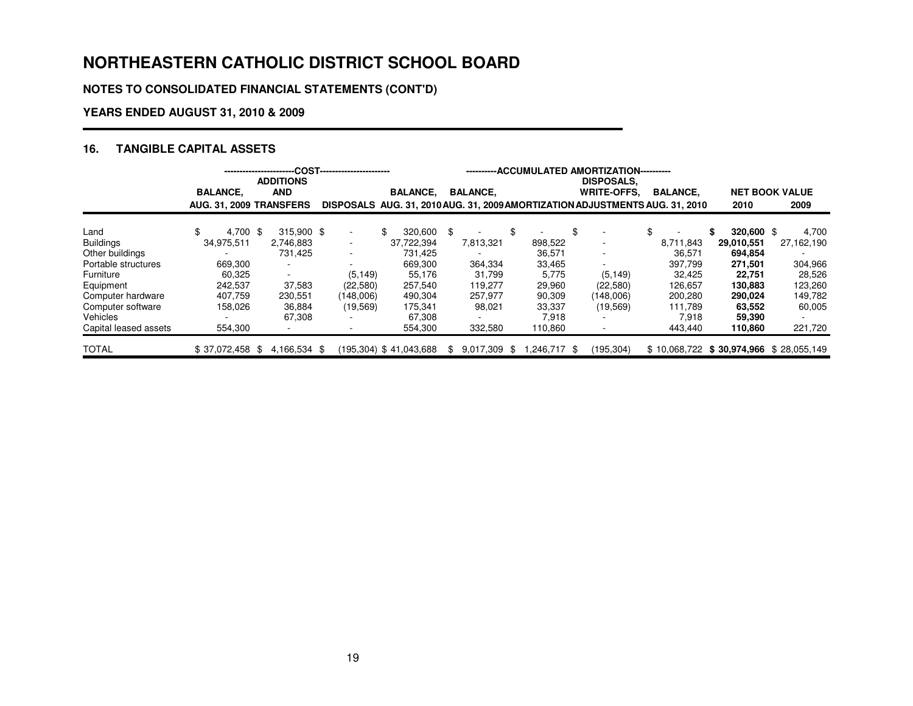# NORTHEASTERN CATHOLIC DISTRICT SCHOOL BOARD

## NOTES TO CONSOLIDATED FINANCIAL STATEMENTS (CONT'D)

## YEARS ENDED AUGUST 31, 2010 & 2009

### 16. TANGIBLE CAPITAL ASSETS

| | COST | | | | ACCUMULATED AMORTIZATION | | | | NET BOOK VALUE | |
|---|---|---|---|---|---|---|---|---|---|---|
| | BALANCE, AUG. 31, 2009 | ADDITIONS AND TRANSFERS | DISPOSALS | BALANCE, AUG. 31, 2010 | BALANCE, AUG. 31, 2009 | AMORTIZATION | DISPOSALS, WRITE-OFFS, ADJUSTMENTS | BALANCE, AUG. 31, 2010 | 2010 | 2009 |
| Land | $ 4,700 | $ 315,900 | $ - | $ 320,600 | $ - | $ - | $ - | $ - | **$ 320,600** | $ 4,700 |
| Buildings | 34,975,511 | 2,746,883 | - | 37,722,394 | 7,813,321 | 898,522 | - | 8,711,843 | **29,010,551** | 27,162,190 |
| Other buildings | - | 731,425 | - | 731,425 | - | 36,571 | - | 36,571 | **694,854** | - |
| Portable structures | 669,300 | - | - | 669,300 | 364,334 | 33,465 | - | 397,799 | **271,501** | 304,966 |
| Furniture | 60,325 | - | (5,149) | 55,176 | 31,799 | 5,775 | (5,149) | 32,425 | **22,751** | 28,526 |
| Equipment | 242,537 | 37,583 | (22,580) | 257,540 | 119,277 | 29,960 | (22,580) | 126,657 | **130,883** | 123,260 |
| Computer hardware | 407,759 | 230,551 | (148,006) | 490,304 | 257,977 | 90,309 | (148,006) | 200,280 | **290,024** | 149,782 |
| Computer software | 158,026 | 36,884 | (19,569) | 175,341 | 98,021 | 33,337 | (19,569) | 111,789 | **63,552** | 60,005 |
| Vehicles | - | 67,308 | - | 67,308 | - | 7,918 | - | 7,918 | **59,390** | - |
| Capital leased assets | 554,300 | - | - | 554,300 | 332,580 | 110,860 | - | 443,440 | **110,860** | 221,720 |
| TOTAL | $ 37,072,458 | $ 4,166,534 | $ (195,304) | $ 41,043,688 | $ 9,017,309 | $ 1,246,717 | $ (195,304) | $ 10,068,722 | **$ 30,974,966** | $ 28,055,149 |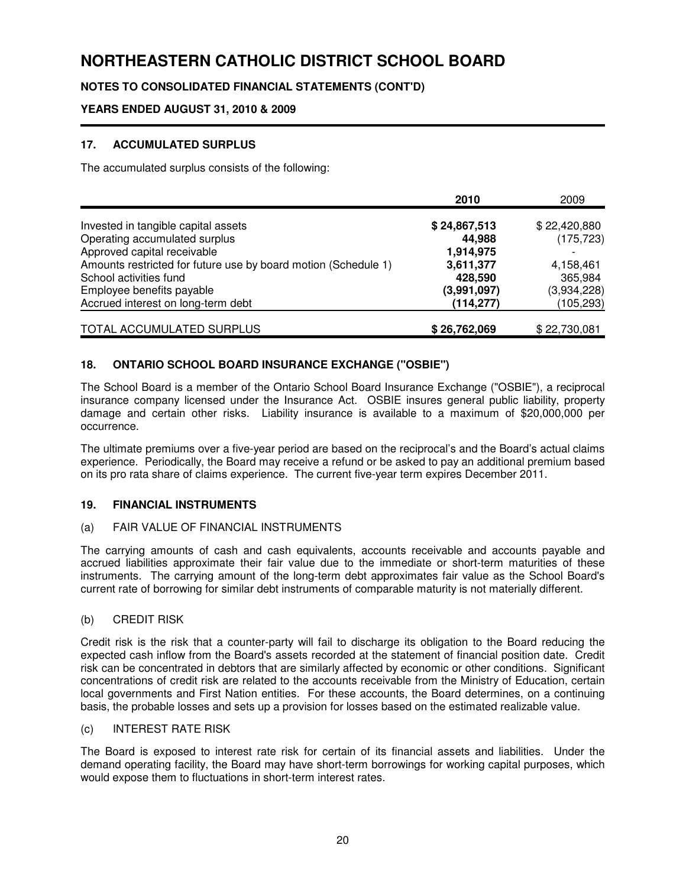# NORTHEASTERN CATHOLIC DISTRICT SCHOOL BOARD

**NOTES TO CONSOLIDATED FINANCIAL STATEMENTS (CONT'D)**

**YEARS ENDED AUGUST 31, 2010 & 2009**

## 17. ACCUMULATED SURPLUS

The accumulated surplus consists of the following:

| | **2010** | 2009 |
|---|---|---|
| Invested in tangible capital assets | **$ 24,867,513** | $ 22,420,880 |
| Operating accumulated surplus | **44,988** | (175,723) |
| Approved capital receivable | **1,914,975** | - |
| Amounts restricted for future use by board motion (Schedule 1) | **3,611,377** | 4,158,461 |
| School activities fund | **428,590** | 365,984 |
| Employee benefits payable | **(3,991,097)** | (3,934,228) |
| Accrued interest on long-term debt | **(114,277)** | (105,293) |
| TOTAL ACCUMULATED SURPLUS | **$ 26,762,069** | $ 22,730,081 |

## 18. ONTARIO SCHOOL BOARD INSURANCE EXCHANGE ("OSBIE")

The School Board is a member of the Ontario School Board Insurance Exchange ("OSBIE"), a reciprocal insurance company licensed under the Insurance Act. OSBIE insures general public liability, property damage and certain other risks. Liability insurance is available to a maximum of $20,000,000 per occurrence.

The ultimate premiums over a five-year period are based on the reciprocal's and the Board's actual claims experience. Periodically, the Board may receive a refund or be asked to pay an additional premium based on its pro rata share of claims experience. The current five-year term expires December 2011.

## 19. FINANCIAL INSTRUMENTS

### (a) FAIR VALUE OF FINANCIAL INSTRUMENTS

The carrying amounts of cash and cash equivalents, accounts receivable and accounts payable and accrued liabilities approximate their fair value due to the immediate or short-term maturities of these instruments. The carrying amount of the long-term debt approximates fair value as the School Board's current rate of borrowing for similar debt instruments of comparable maturity is not materially different.

### (b) CREDIT RISK

Credit risk is the risk that a counter-party will fail to discharge its obligation to the Board reducing the expected cash inflow from the Board's assets recorded at the statement of financial position date. Credit risk can be concentrated in debtors that are similarly affected by economic or other conditions. Significant concentrations of credit risk are related to the accounts receivable from the Ministry of Education, certain local governments and First Nation entities. For these accounts, the Board determines, on a continuing basis, the probable losses and sets up a provision for losses based on the estimated realizable value.

### (c) INTEREST RATE RISK

The Board is exposed to interest rate risk for certain of its financial assets and liabilities. Under the demand operating facility, the Board may have short-term borrowings for working capital purposes, which would expose them to fluctuations in short-term interest rates.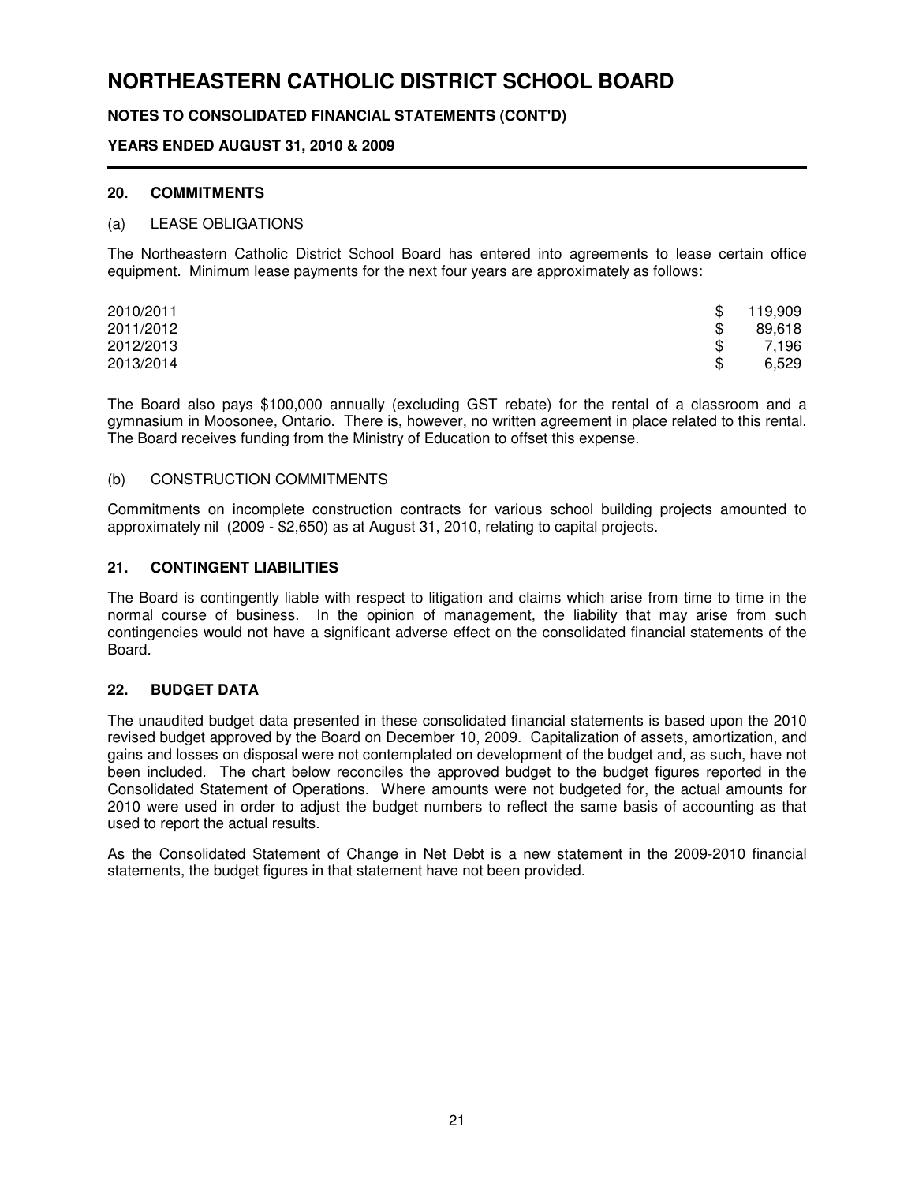## 20. COMMITMENTS

### (a) LEASE OBLIGATIONS

The Northeastern Catholic District School Board has entered into agreements to lease certain office equipment. Minimum lease payments for the next four years are approximately as follows:

| | | |
|---|---|---|
| 2010/2011 | $ | 119,909 |
| 2011/2012 | $ | 89,618 |
| 2012/2013 | $ | 7,196 |
| 2013/2014 | $ | 6,529 |

The Board also pays $100,000 annually (excluding GST rebate) for the rental of a classroom and a gymnasium in Moosonee, Ontario. There is, however, no written agreement in place related to this rental. The Board receives funding from the Ministry of Education to offset this expense.

### (b) CONSTRUCTION COMMITMENTS

Commitments on incomplete construction contracts for various school building projects amounted to approximately nil (2009 - $2,650) as at August 31, 2010, relating to capital projects.

## 21. CONTINGENT LIABILITIES

The Board is contingently liable with respect to litigation and claims which arise from time to time in the normal course of business. In the opinion of management, the liability that may arise from such contingencies would not have a significant adverse effect on the consolidated financial statements of the Board.

## 22. BUDGET DATA

The unaudited budget data presented in these consolidated financial statements is based upon the 2010 revised budget approved by the Board on December 10, 2009. Capitalization of assets, amortization, and gains and losses on disposal were not contemplated on development of the budget and, as such, have not been included. The chart below reconciles the approved budget to the budget figures reported in the Consolidated Statement of Operations. Where amounts were not budgeted for, the actual amounts for 2010 were used in order to adjust the budget numbers to reflect the same basis of accounting as that used to report the actual results.

As the Consolidated Statement of Change in Net Debt is a new statement in the 2009-2010 financial statements, the budget figures in that statement have not been provided.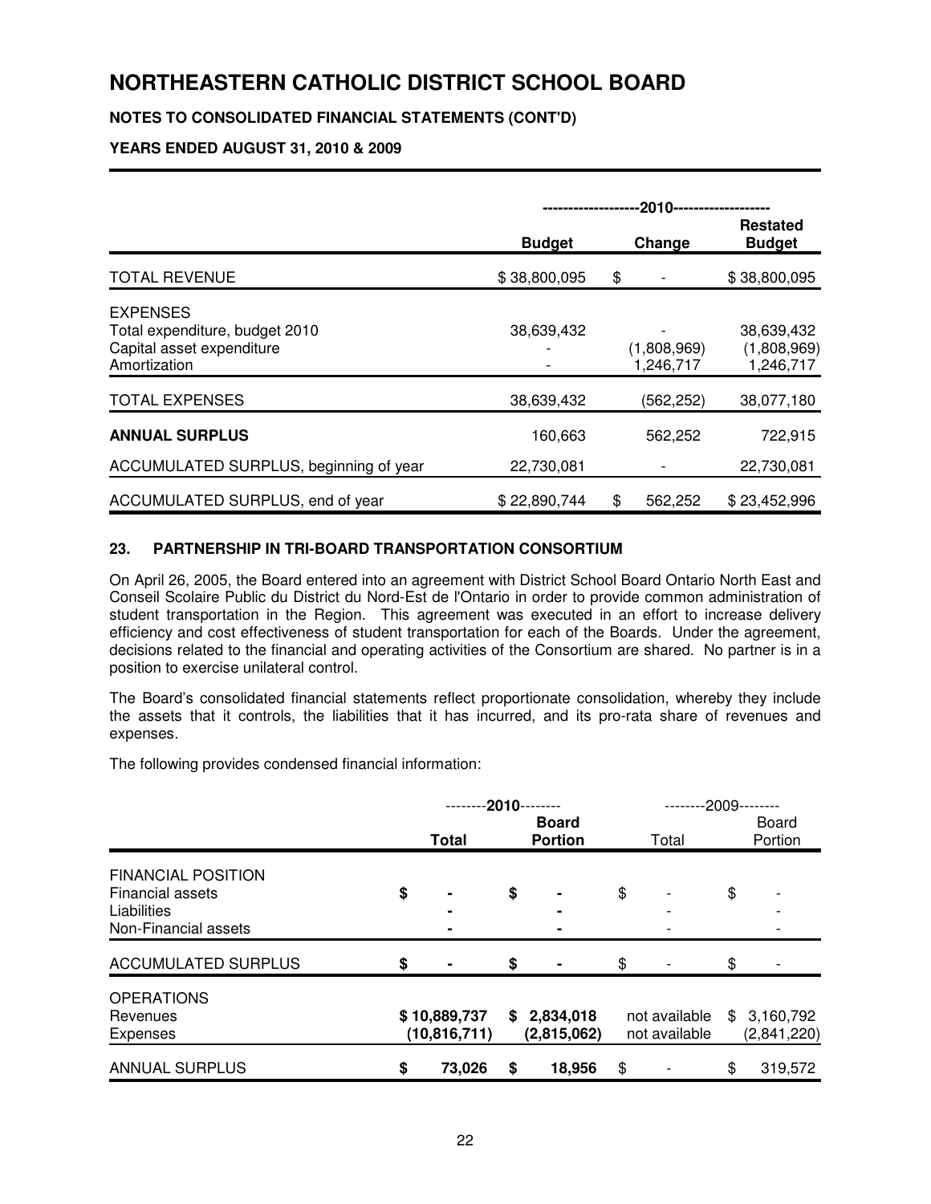# NORTHEASTERN CATHOLIC DISTRICT SCHOOL BOARD

**NOTES TO CONSOLIDATED FINANCIAL STATEMENTS (CONT'D)**

**YEARS ENDED AUGUST 31, 2010 & 2009**

| | 2010 | | |
|---|---|---|---|
| | **Budget** | **Change** | **Restated Budget** |
| TOTAL REVENUE | $ 38,800,095 | $ - | $ 38,800,095 |
| EXPENSES | | | |
| Total expenditure, budget 2010 | 38,639,432 | - | 38,639,432 |
| Capital asset expenditure | - | (1,808,969) | (1,808,969) |
| Amortization | - | 1,246,717 | 1,246,717 |
| TOTAL EXPENSES | 38,639,432 | (562,252) | 38,077,180 |
| **ANNUAL SURPLUS** | 160,663 | 562,252 | 722,915 |
| ACCUMULATED SURPLUS, beginning of year | 22,730,081 | - | 22,730,081 |
| ACCUMULATED SURPLUS, end of year | $ 22,890,744 | $ 562,252 | $ 23,452,996 |

### 23. PARTNERSHIP IN TRI-BOARD TRANSPORTATION CONSORTIUM

On April 26, 2005, the Board entered into an agreement with District School Board Ontario North East and Conseil Scolaire Public du District du Nord-Est de l'Ontario in order to provide common administration of student transportation in the Region. This agreement was executed in an effort to increase delivery efficiency and cost effectiveness of student transportation for each of the Boards. Under the agreement, decisions related to the financial and operating activities of the Consortium are shared. No partner is in a position to exercise unilateral control.

The Board's consolidated financial statements reflect proportionate consolidation, whereby they include the assets that it controls, the liabilities that it has incurred, and its pro-rata share of revenues and expenses.

The following provides condensed financial information:

| | 2010 | | 2009 | |
|---|---|---|---|---|
| | **Total** | **Board Portion** | Total | Board Portion |
| FINANCIAL POSITION | | | | |
| Financial assets | $ - | $ - | $ - | $ - |
| Liabilities | - | - | - | - |
| Non-Financial assets | - | - | - | - |
| ACCUMULATED SURPLUS | $ - | $ - | $ - | $ - |
| OPERATIONS | | | | |
| Revenues | $ 10,889,737 | $ 2,834,018 | not available | $ 3,160,792 |
| Expenses | (10,816,711) | (2,815,062) | not available | (2,841,220) |
| ANNUAL SURPLUS | $ 73,026 | $ 18,956 | $ - | $ 319,572 |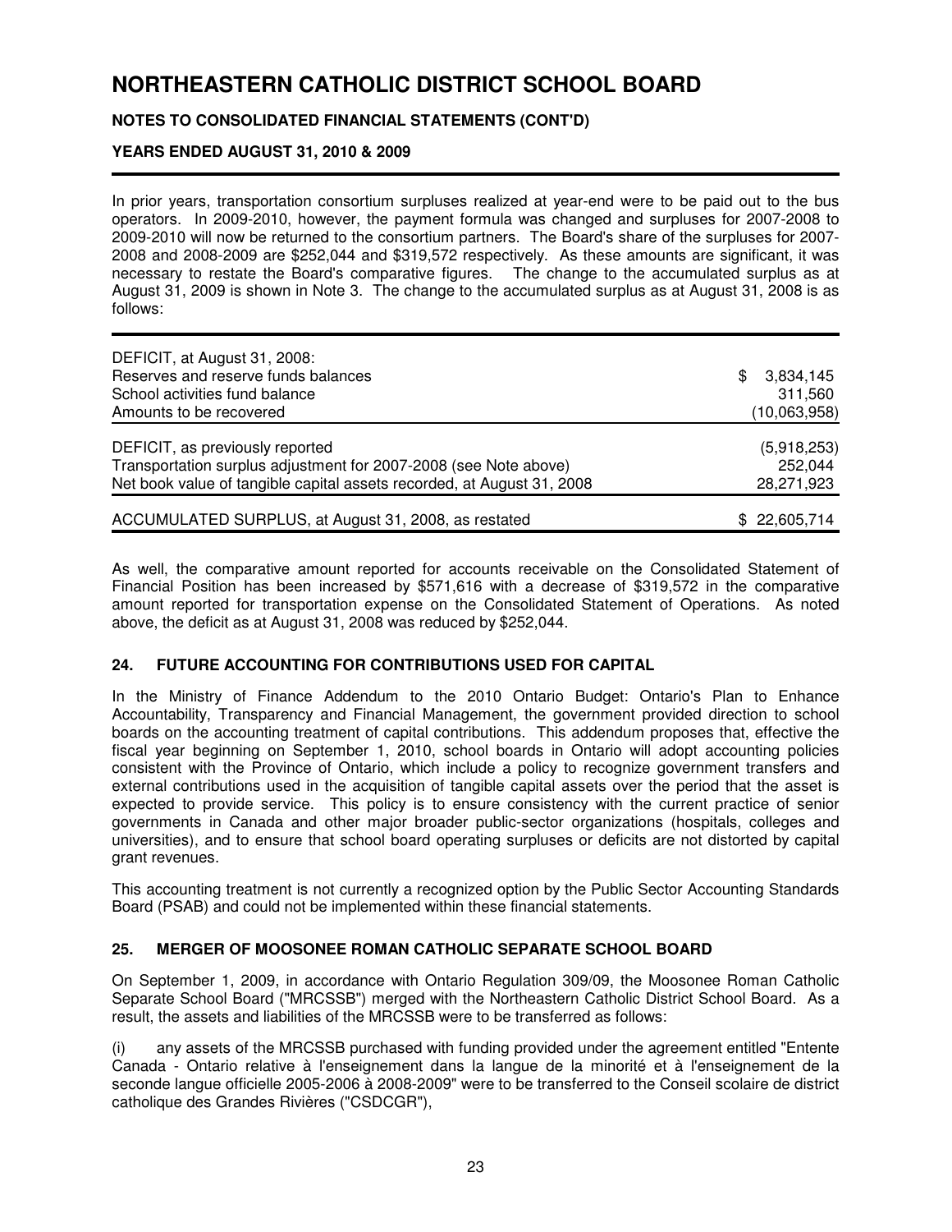In prior years, transportation consortium surpluses realized at year-end were to be paid out to the bus operators. In 2009-2010, however, the payment formula was changed and surpluses for 2007-2008 to 2009-2010 will now be returned to the consortium partners. The Board's share of the surpluses for 2007-2008 and 2008-2009 are $252,044 and $319,572 respectively. As these amounts are significant, it was necessary to restate the Board's comparative figures. The change to the accumulated surplus as at August 31, 2009 is shown in Note 3. The change to the accumulated surplus as at August 31, 2008 is as follows:

| | |
|---|---|
| DEFICIT, at August 31, 2008: | |
| Reserves and reserve funds balances | $ 3,834,145 |
| School activities fund balance | 311,560 |
| Amounts to be recovered | (10,063,958) |
| DEFICIT, as previously reported | (5,918,253) |
| Transportation surplus adjustment for 2007-2008 (see Note above) | 252,044 |
| Net book value of tangible capital assets recorded, at August 31, 2008 | 28,271,923 |
| ACCUMULATED SURPLUS, at August 31, 2008, as restated | $ 22,605,714 |

As well, the comparative amount reported for accounts receivable on the Consolidated Statement of Financial Position has been increased by $571,616 with a decrease of $319,572 in the comparative amount reported for transportation expense on the Consolidated Statement of Operations. As noted above, the deficit as at August 31, 2008 was reduced by $252,044.

## 24. FUTURE ACCOUNTING FOR CONTRIBUTIONS USED FOR CAPITAL

In the Ministry of Finance Addendum to the 2010 Ontario Budget: Ontario's Plan to Enhance Accountability, Transparency and Financial Management, the government provided direction to school boards on the accounting treatment of capital contributions. This addendum proposes that, effective the fiscal year beginning on September 1, 2010, school boards in Ontario will adopt accounting policies consistent with the Province of Ontario, which include a policy to recognize government transfers and external contributions used in the acquisition of tangible capital assets over the period that the asset is expected to provide service. This policy is to ensure consistency with the current practice of senior governments in Canada and other major broader public-sector organizations (hospitals, colleges and universities), and to ensure that school board operating surpluses or deficits are not distorted by capital grant revenues.

This accounting treatment is not currently a recognized option by the Public Sector Accounting Standards Board (PSAB) and could not be implemented within these financial statements.

## 25. MERGER OF MOOSONEE ROMAN CATHOLIC SEPARATE SCHOOL BOARD

On September 1, 2009, in accordance with Ontario Regulation 309/09, the Moosonee Roman Catholic Separate School Board ("MRCSSB") merged with the Northeastern Catholic District School Board. As a result, the assets and liabilities of the MRCSSB were to be transferred as follows:

(i) any assets of the MRCSSB purchased with funding provided under the agreement entitled "Entente Canada - Ontario relative à l'enseignement dans la langue de la minorité et à l'enseignement de la seconde langue officielle 2005-2006 à 2008-2009" were to be transferred to the Conseil scolaire de district catholique des Grandes Rivières ("CSDCGR"),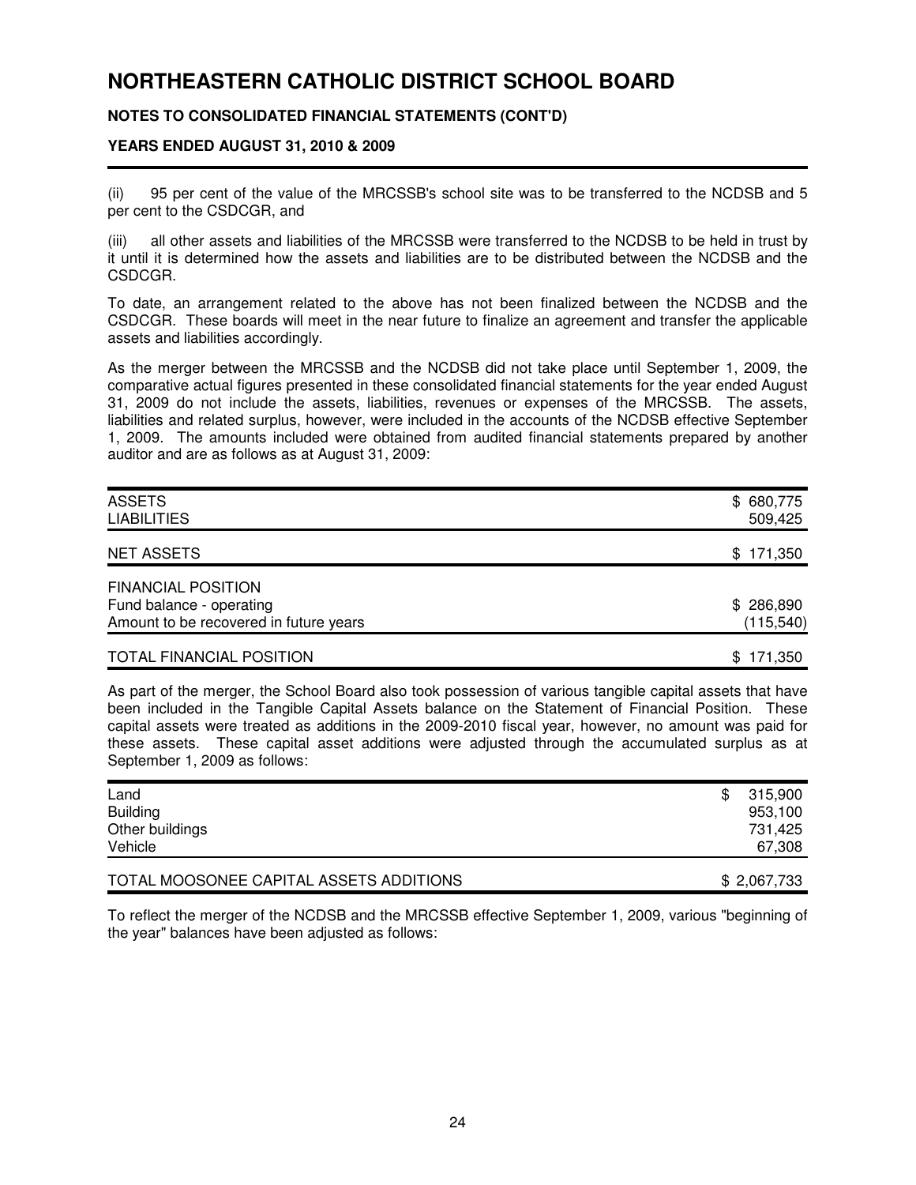# NORTHEASTERN CATHOLIC DISTRICT SCHOOL BOARD

**NOTES TO CONSOLIDATED FINANCIAL STATEMENTS (CONT'D)**

**YEARS ENDED AUGUST 31, 2010 & 2009**

(ii) 95 per cent of the value of the MRCSSB's school site was to be transferred to the NCDSB and 5 per cent to the CSDCGR, and

(iii) all other assets and liabilities of the MRCSSB were transferred to the NCDSB to be held in trust by it until it is determined how the assets and liabilities are to be distributed between the NCDSB and the CSDCGR.

To date, an arrangement related to the above has not been finalized between the NCDSB and the CSDCGR. These boards will meet in the near future to finalize an agreement and transfer the applicable assets and liabilities accordingly.

As the merger between the MRCSSB and the NCDSB did not take place until September 1, 2009, the comparative actual figures presented in these consolidated financial statements for the year ended August 31, 2009 do not include the assets, liabilities, revenues or expenses of the MRCSSB. The assets, liabilities and related surplus, however, were included in the accounts of the NCDSB effective September 1, 2009. The amounts included were obtained from audited financial statements prepared by another auditor and are as follows as at August 31, 2009:

| | |
|---|---|
| ASSETS | $ 680,775 |
| LIABILITIES | 509,425 |
| NET ASSETS | $ 171,350 |
| FINANCIAL POSITION | |
| Fund balance - operating | $ 286,890 |
| Amount to be recovered in future years | (115,540) |
| TOTAL FINANCIAL POSITION | $ 171,350 |

As part of the merger, the School Board also took possession of various tangible capital assets that have been included in the Tangible Capital Assets balance on the Statement of Financial Position. These capital assets were treated as additions in the 2009-2010 fiscal year, however, no amount was paid for these assets. These capital asset additions were adjusted through the accumulated surplus as at September 1, 2009 as follows:

| | |
|---|---|
| Land | $ 315,900 |
| Building | 953,100 |
| Other buildings | 731,425 |
| Vehicle | 67,308 |
| TOTAL MOOSONEE CAPITAL ASSETS ADDITIONS | $ 2,067,733 |

To reflect the merger of the NCDSB and the MRCSSB effective September 1, 2009, various "beginning of the year" balances have been adjusted as follows: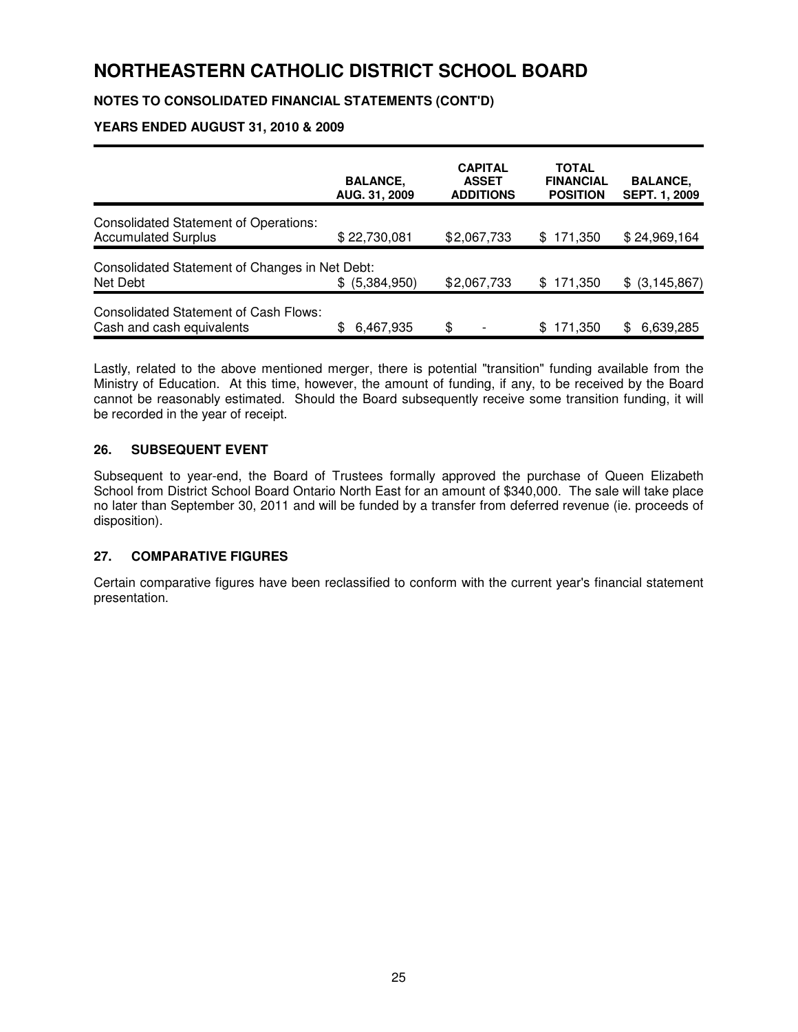# NORTHEASTERN CATHOLIC DISTRICT SCHOOL BOARD

**NOTES TO CONSOLIDATED FINANCIAL STATEMENTS (CONT'D)**

**YEARS ENDED AUGUST 31, 2010 & 2009**

| | BALANCE, AUG. 31, 2009 | CAPITAL ASSET ADDITIONS | TOTAL FINANCIAL POSITION | BALANCE, SEPT. 1, 2009 |
|---|---|---|---|---|
| Consolidated Statement of Operations: Accumulated Surplus | $ 22,730,081 | $2,067,733 | $ 171,350 | $ 24,969,164 |
| Consolidated Statement of Changes in Net Debt: Net Debt | $ (5,384,950) | $2,067,733 | $ 171,350 | $ (3,145,867) |
| Consolidated Statement of Cash Flows: Cash and cash equivalents | $ 6,467,935 | $ - | $ 171,350 | $ 6,639,285 |

Lastly, related to the above mentioned merger, there is potential "transition" funding available from the Ministry of Education. At this time, however, the amount of funding, if any, to be received by the Board cannot be reasonably estimated. Should the Board subsequently receive some transition funding, it will be recorded in the year of receipt.

### 26. SUBSEQUENT EVENT

Subsequent to year-end, the Board of Trustees formally approved the purchase of Queen Elizabeth School from District School Board Ontario North East for an amount of $340,000. The sale will take place no later than September 30, 2011 and will be funded by a transfer from deferred revenue (ie. proceeds of disposition).

### 27. COMPARATIVE FIGURES

Certain comparative figures have been reclassified to conform with the current year's financial statement presentation.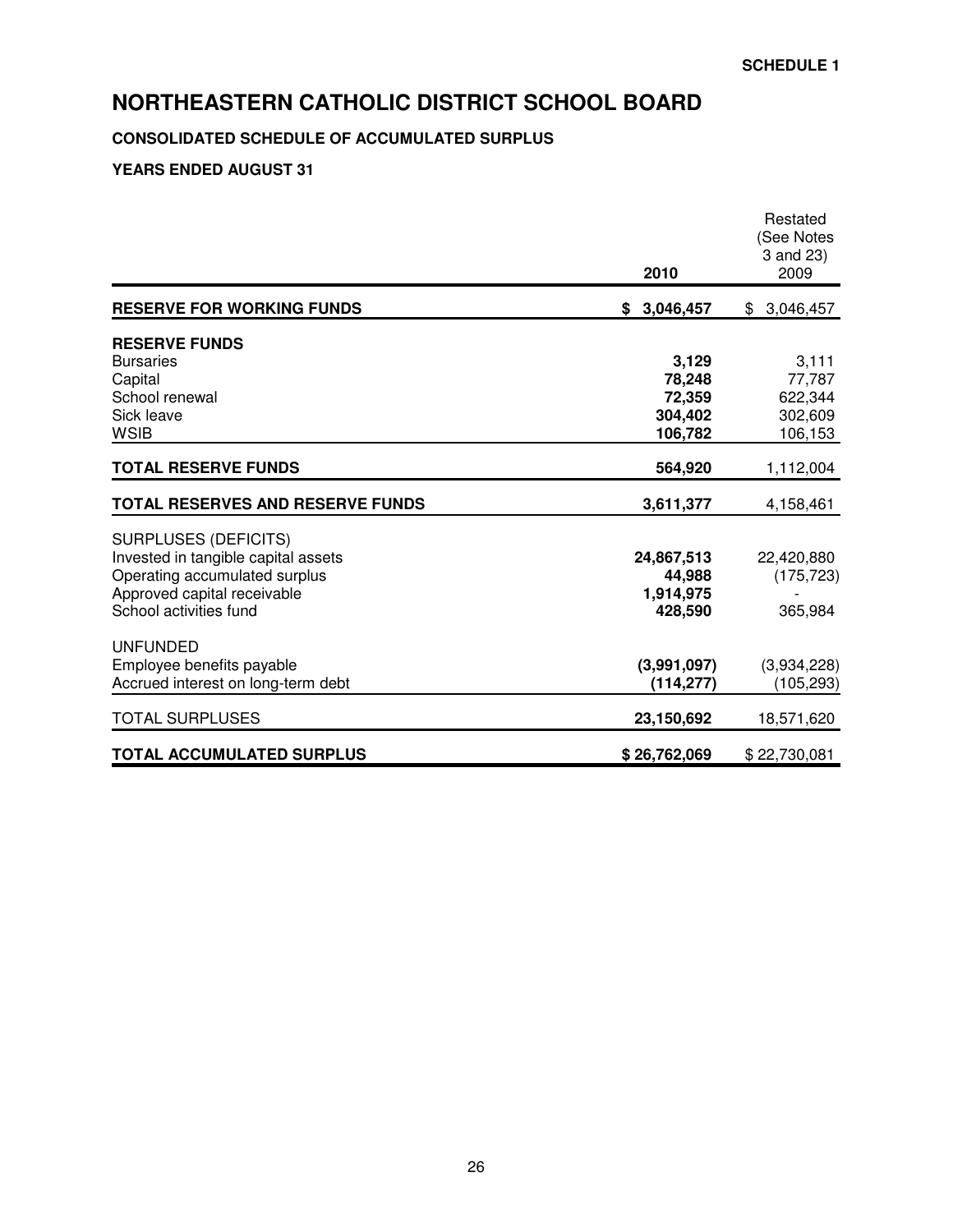**SCHEDULE 1**

# NORTHEASTERN CATHOLIC DISTRICT SCHOOL BOARD

### CONSOLIDATED SCHEDULE OF ACCUMULATED SURPLUS

### YEARS ENDED AUGUST 31

| | 2010 | Restated (See Notes 3 and 23) 2009 |
|---|---|---|
| **RESERVE FOR WORKING FUNDS** | **$ 3,046,457** | $ 3,046,457 |
| **RESERVE FUNDS** | | |
| Bursaries | **3,129** | 3,111 |
| Capital | **78,248** | 77,787 |
| School renewal | **72,359** | 622,344 |
| Sick leave | **304,402** | 302,609 |
| WSIB | **106,782** | 106,153 |
| **TOTAL RESERVE FUNDS** | **564,920** | 1,112,004 |
| **TOTAL RESERVES AND RESERVE FUNDS** | **3,611,377** | 4,158,461 |
| SURPLUSES (DEFICITS) | | |
| Invested in tangible capital assets | **24,867,513** | 22,420,880 |
| Operating accumulated surplus | **44,988** | (175,723) |
| Approved capital receivable | **1,914,975** | - |
| School activities fund | **428,590** | 365,984 |
| UNFUNDED | | |
| Employee benefits payable | **(3,991,097)** | (3,934,228) |
| Accrued interest on long-term debt | **(114,277)** | (105,293) |
| TOTAL SURPLUSES | **23,150,692** | 18,571,620 |
| **TOTAL ACCUMULATED SURPLUS** | **$ 26,762,069** | $ 22,730,081 |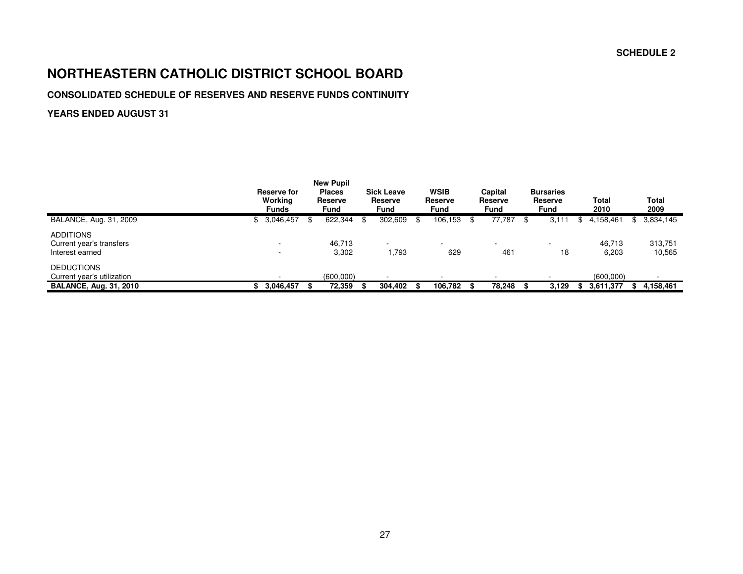SCHEDULE 2

# NORTHEASTERN CATHOLIC DISTRICT SCHOOL BOARD

### CONSOLIDATED SCHEDULE OF RESERVES AND RESERVE FUNDS CONTINUITY

### YEARS ENDED AUGUST 31

| | Reserve for Working Funds | New Pupil Places Reserve Fund | Sick Leave Reserve Fund | WSIB Reserve Fund | Capital Reserve Fund | Bursaries Reserve Fund | Total 2010 | Total 2009 |
|---|---|---|---|---|---|---|---|---|
| BALANCE, Aug. 31, 2009 | $ 3,046,457 | $ 622,344 | $ 302,609 | $ 106,153 | $ 77,787 | $ 3,111 | $ 4,158,461 | $ 3,834,145 |
| ADDITIONS | | | | | | | | |
| Current year's transfers | - | 46,713 | - | - | - | - | 46,713 | 313,751 |
| Interest earned | - | 3,302 | 1,793 | 629 | 461 | 18 | 6,203 | 10,565 |
| DEDUCTIONS | | | | | | | | |
| Current year's utilization | - | (600,000) | - | - | - | - | (600,000) | - |
| **BALANCE, Aug. 31, 2010** | **$ 3,046,457** | **$ 72,359** | **$ 304,402** | **$ 106,782** | **$ 78,248** | **$ 3,129** | **$ 3,611,377** | **$ 4,158,461** |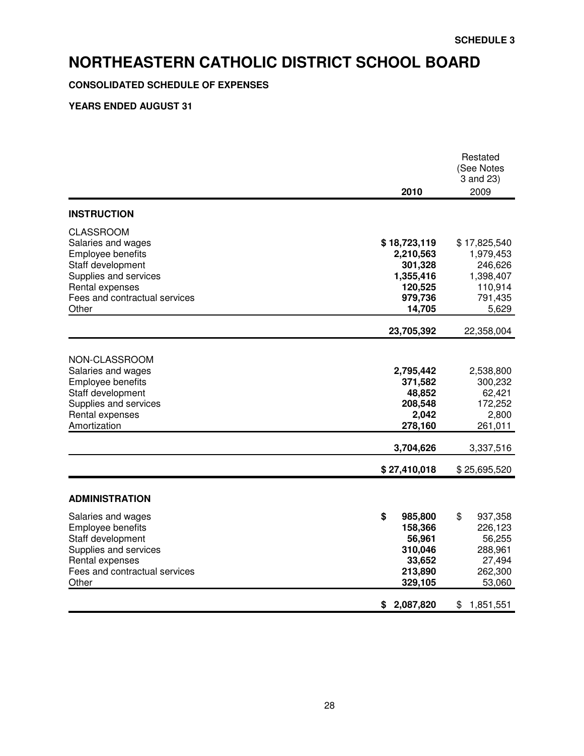SCHEDULE 3

# NORTHEASTERN CATHOLIC DISTRICT SCHOOL BOARD

**CONSOLIDATED SCHEDULE OF EXPENSES**

**YEARS ENDED AUGUST 31**

| | **2010** | Restated (See Notes 3 and 23) 2009 |
|---|---|---|
| **INSTRUCTION** | | |
| CLASSROOM | | |
| Salaries and wages | **$ 18,723,119** | $ 17,825,540 |
| Employee benefits | **2,210,563** | 1,979,453 |
| Staff development | **301,328** | 246,626 |
| Supplies and services | **1,355,416** | 1,398,407 |
| Rental expenses | **120,525** | 110,914 |
| Fees and contractual services | **979,736** | 791,435 |
| Other | **14,705** | 5,629 |
| | **23,705,392** | 22,358,004 |
| NON-CLASSROOM | | |
| Salaries and wages | **2,795,442** | 2,538,800 |
| Employee benefits | **371,582** | 300,232 |
| Staff development | **48,852** | 62,421 |
| Supplies and services | **208,548** | 172,252 |
| Rental expenses | **2,042** | 2,800 |
| Amortization | **278,160** | 261,011 |
| | **3,704,626** | 3,337,516 |
| | **$ 27,410,018** | $ 25,695,520 |
| **ADMINISTRATION** | | |
| Salaries and wages | **$ 985,800** | $ 937,358 |
| Employee benefits | **158,366** | 226,123 |
| Staff development | **56,961** | 56,255 |
| Supplies and services | **310,046** | 288,961 |
| Rental expenses | **33,652** | 27,494 |
| Fees and contractual services | **213,890** | 262,300 |
| Other | **329,105** | 53,060 |
| | **$ 2,087,820** | $ 1,851,551 |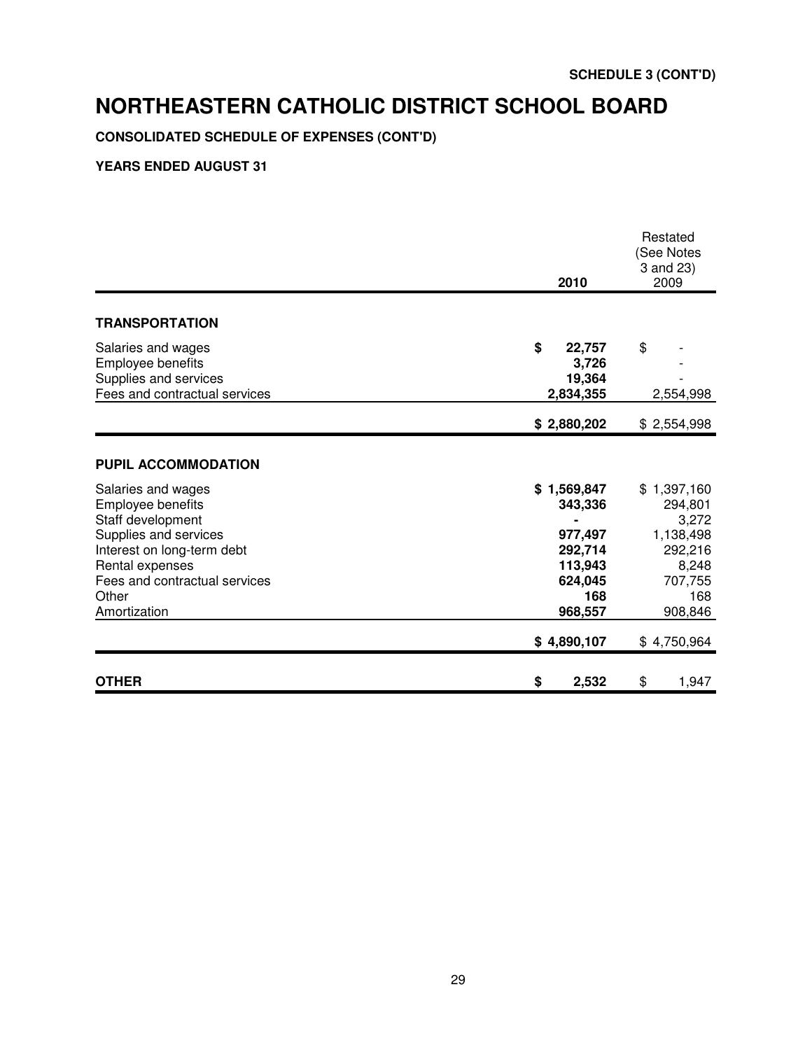SCHEDULE 3 (CONT'D)

# NORTHEASTERN CATHOLIC DISTRICT SCHOOL BOARD

**CONSOLIDATED SCHEDULE OF EXPENSES (CONT'D)**

**YEARS ENDED AUGUST 31**

| | 2010 | Restated (See Notes 3 and 23) 2009 |
|---|---|---|
| **TRANSPORTATION** | | |
| Salaries and wages | **$ 22,757** | $ - |
| Employee benefits | **3,726** | - |
| Supplies and services | **19,364** | - |
| Fees and contractual services | **2,834,355** | 2,554,998 |
| | **$ 2,880,202** | $ 2,554,998 |
| **PUPIL ACCOMMODATION** | | |
| Salaries and wages | **$ 1,569,847** | $ 1,397,160 |
| Employee benefits | **343,336** | 294,801 |
| Staff development | **-** | 3,272 |
| Supplies and services | **977,497** | 1,138,498 |
| Interest on long-term debt | **292,714** | 292,216 |
| Rental expenses | **113,943** | 8,248 |
| Fees and contractual services | **624,045** | 707,755 |
| Other | **168** | 168 |
| Amortization | **968,557** | 908,846 |
| | **$ 4,890,107** | $ 4,750,964 |
| **OTHER** | **$ 2,532** | $ 1,947 |